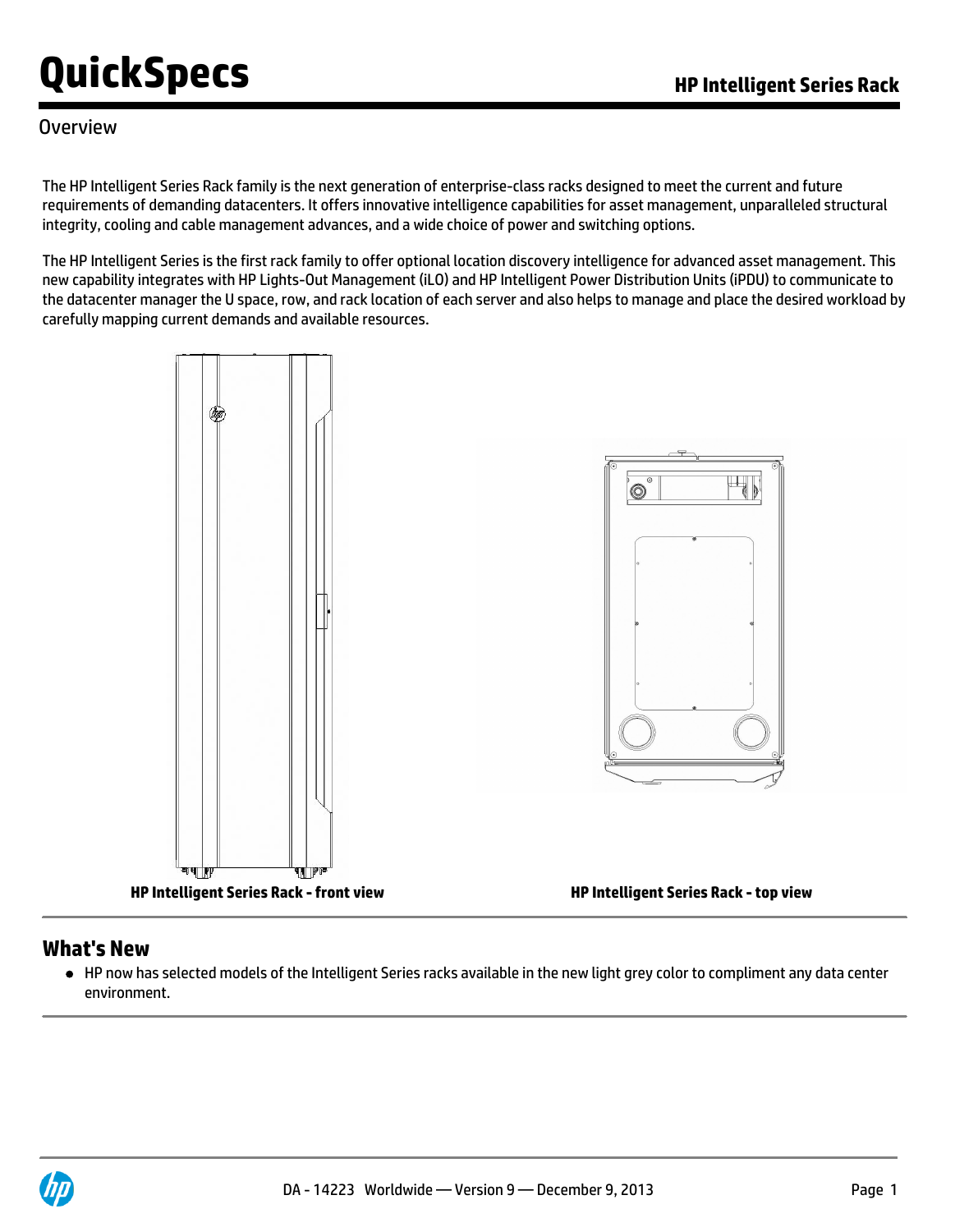# QuickSpecs

## HP Intelligent Series Rack

### Overview

The HP Intelligent Series Rack family is the next generation of enterprise-class racks designed to meet the current and future requirements of demanding datacenters. It offers innovative intelligence capabilities for asset management, unparalleled structural integrity, cooling and cable management advances, and a wide choice of power and switching options.

The HP Intelligent Series is the first rack family to offer optional location discovery intelligence for advanced asset management. This new capability integrates with HP Lights-Out Management (iLO) and HP Intelligent Power Distribution Units (iPDU) to communicate to the datacenter manager the U space, row, and rack location of each server and also helps to manage and place the desired workload by carefully mapping current demands and available resources.

**HP Intelligent Series Rack - front view**

**HP Intelligent Series Rack - top view**

## What's New

- HP now has selected models of the Intelligent Series racks available in the new light grey color to compliment any data center environment.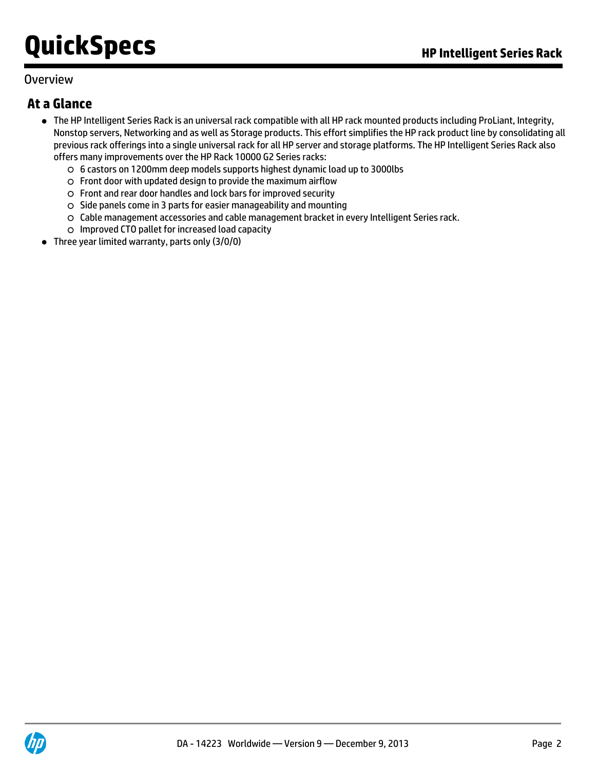## Overview

### At a Glance

- The HP Intelligent Series Rack is an universal rack compatible with all HP rack mounted products including ProLiant, Integrity, Nonstop servers, Networking and as well as Storage products. This effort simplifies the HP rack product line by consolidating all previous rack offerings into a single universal rack for all HP server and storage platforms. The HP Intelligent Series Rack also offers many improvements over the HP Rack 10000 G2 Series racks:
  - 6 castors on 1200mm deep models supports highest dynamic load up to 3000lbs
  - Front door with updated design to provide the maximum airflow
  - Front and rear door handles and lock bars for improved security
  - Side panels come in 3 parts for easier manageability and mounting
  - Cable management accessories and cable management bracket in every Intelligent Series rack.
  - Improved CTO pallet for increased load capacity
- Three year limited warranty, parts only (3/0/0)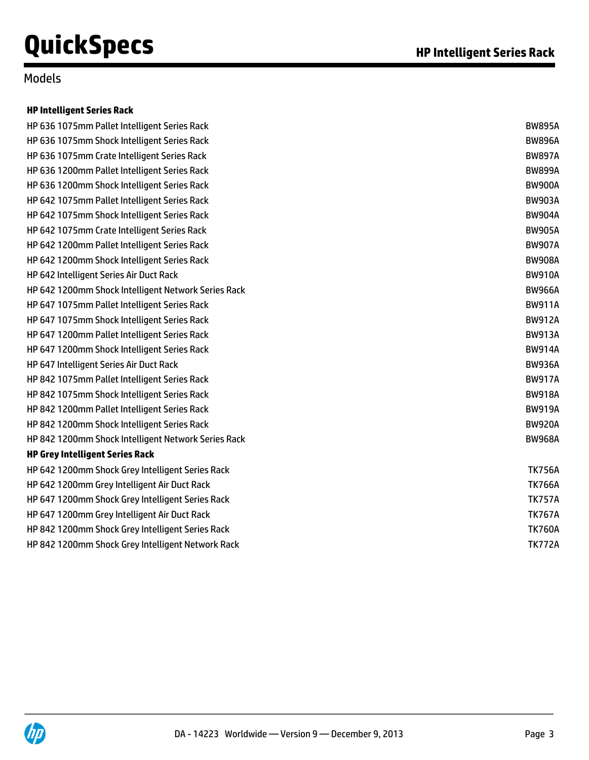## Models

| HP Intelligent Series Rack | |
|---|---|
| HP 636 1075mm Pallet Intelligent Series Rack | BW895A |
| HP 636 1075mm Shock Intelligent Series Rack | BW896A |
| HP 636 1075mm Crate Intelligent Series Rack | BW897A |
| HP 636 1200mm Pallet Intelligent Series Rack | BW899A |
| HP 636 1200mm Shock Intelligent Series Rack | BW900A |
| HP 642 1075mm Pallet Intelligent Series Rack | BW903A |
| HP 642 1075mm Shock Intelligent Series Rack | BW904A |
| HP 642 1075mm Crate Intelligent Series Rack | BW905A |
| HP 642 1200mm Pallet Intelligent Series Rack | BW907A |
| HP 642 1200mm Shock Intelligent Series Rack | BW908A |
| HP 642 Intelligent Series Air Duct Rack | BW910A |
| HP 642 1200mm Shock Intelligent Network Series Rack | BW966A |
| HP 647 1075mm Pallet Intelligent Series Rack | BW911A |
| HP 647 1075mm Shock Intelligent Series Rack | BW912A |
| HP 647 1200mm Pallet Intelligent Series Rack | BW913A |
| HP 647 1200mm Shock Intelligent Series Rack | BW914A |
| HP 647 Intelligent Series Air Duct Rack | BW936A |
| HP 842 1075mm Pallet Intelligent Series Rack | BW917A |
| HP 842 1075mm Shock Intelligent Series Rack | BW918A |
| HP 842 1200mm Pallet Intelligent Series Rack | BW919A |
| HP 842 1200mm Shock Intelligent Series Rack | BW920A |
| HP 842 1200mm Shock Intelligent Network Series Rack | BW968A |
| **HP Grey Intelligent Series Rack** | |
| HP 642 1200mm Shock Grey Intelligent Series Rack | TK756A |
| HP 642 1200mm Grey Intelligent Air Duct Rack | TK766A |
| HP 647 1200mm Shock Grey Intelligent Series Rack | TK757A |
| HP 647 1200mm Grey Intelligent Air Duct Rack | TK767A |
| HP 842 1200mm Shock Grey Intelligent Series Rack | TK760A |
| HP 842 1200mm Shock Grey Intelligent Network Rack | TK772A |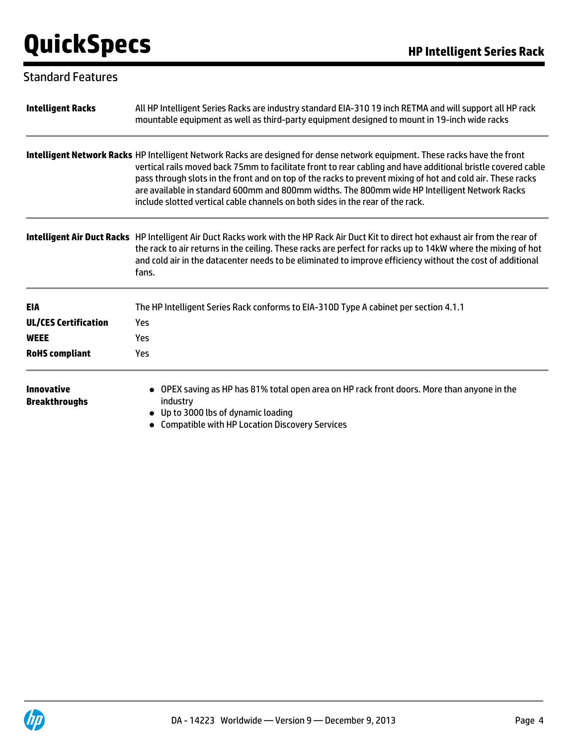## Standard Features

| | |
|---|---|
| **Intelligent Racks** | All HP Intelligent Series Racks are industry standard EIA-310 19 inch RETMA and will support all HP rack mountable equipment as well as third-party equipment designed to mount in 19-inch wide racks |
| **Intelligent Network Racks** | HP Intelligent Network Racks are designed for dense network equipment. These racks have the front vertical rails moved back 75mm to facilitate front to rear cabling and have additional bristle covered cable pass through slots in the front and on top of the racks to prevent mixing of hot and cold air. These racks are available in standard 600mm and 800mm widths. The 800mm wide HP Intelligent Network Racks include slotted vertical cable channels on both sides in the rear of the rack. |
| **Intelligent Air Duct Racks** | HP Intelligent Air Duct Racks work with the HP Rack Air Duct Kit to direct hot exhaust air from the rear of the rack to air returns in the ceiling. These racks are perfect for racks up to 14kW where the mixing of hot and cold air in the datacenter needs to be eliminated to improve efficiency without the cost of additional fans. |
| **EIA** | The HP Intelligent Series Rack conforms to EIA-310D Type A cabinet per section 4.1.1 |
| **UL/CES Certification** | Yes |
| **WEEE** | Yes |
| **RoHS compliant** | Yes |
| **Innovative Breakthroughs** | • OPEX saving as HP has 81% total open area on HP rack front doors. More than anyone in the industry<br>• Up to 3000 lbs of dynamic loading<br>• Compatible with HP Location Discovery Services |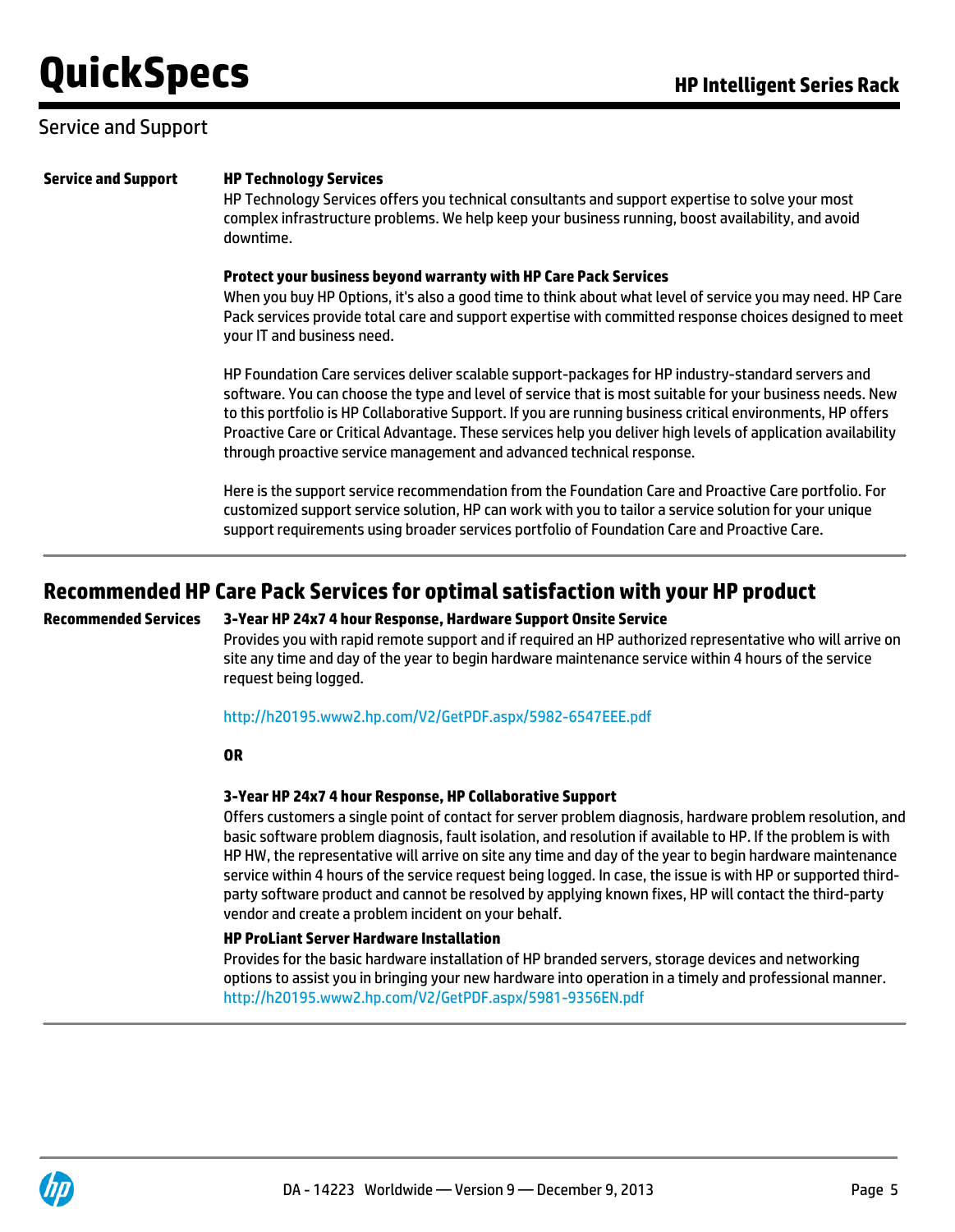## Service and Support

**Service and Support**

**HP Technology Services**

HP Technology Services offers you technical consultants and support expertise to solve your most complex infrastructure problems. We help keep your business running, boost availability, and avoid downtime.

**Protect your business beyond warranty with HP Care Pack Services**

When you buy HP Options, it's also a good time to think about what level of service you may need. HP Care Pack services provide total care and support expertise with committed response choices designed to meet your IT and business need.

HP Foundation Care services deliver scalable support-packages for HP industry-standard servers and software. You can choose the type and level of service that is most suitable for your business needs. New to this portfolio is HP Collaborative Support. If you are running business critical environments, HP offers Proactive Care or Critical Advantage. These services help you deliver high levels of application availability through proactive service management and advanced technical response.

Here is the support service recommendation from the Foundation Care and Proactive Care portfolio. For customized support service solution, HP can work with you to tailor a service solution for your unique support requirements using broader services portfolio of Foundation Care and Proactive Care.

## Recommended HP Care Pack Services for optimal satisfaction with your HP product

**Recommended Services**

**3-Year HP 24x7 4 hour Response, Hardware Support Onsite Service**

Provides you with rapid remote support and if required an HP authorized representative who will arrive on site any time and day of the year to begin hardware maintenance service within 4 hours of the service request being logged.

http://h20195.www2.hp.com/V2/GetPDF.aspx/5982-6547EEE.pdf

**OR**

**3-Year HP 24x7 4 hour Response, HP Collaborative Support**

Offers customers a single point of contact for server problem diagnosis, hardware problem resolution, and basic software problem diagnosis, fault isolation, and resolution if available to HP. If the problem is with HP HW, the representative will arrive on site any time and day of the year to begin hardware maintenance service within 4 hours of the service request being logged. In case, the issue is with HP or supported third-party software product and cannot be resolved by applying known fixes, HP will contact the third-party vendor and create a problem incident on your behalf.

**HP ProLiant Server Hardware Installation**

Provides for the basic hardware installation of HP branded servers, storage devices and networking options to assist you in bringing your new hardware into operation in a timely and professional manner.
http://h20195.www2.hp.com/V2/GetPDF.aspx/5981-9356EN.pdf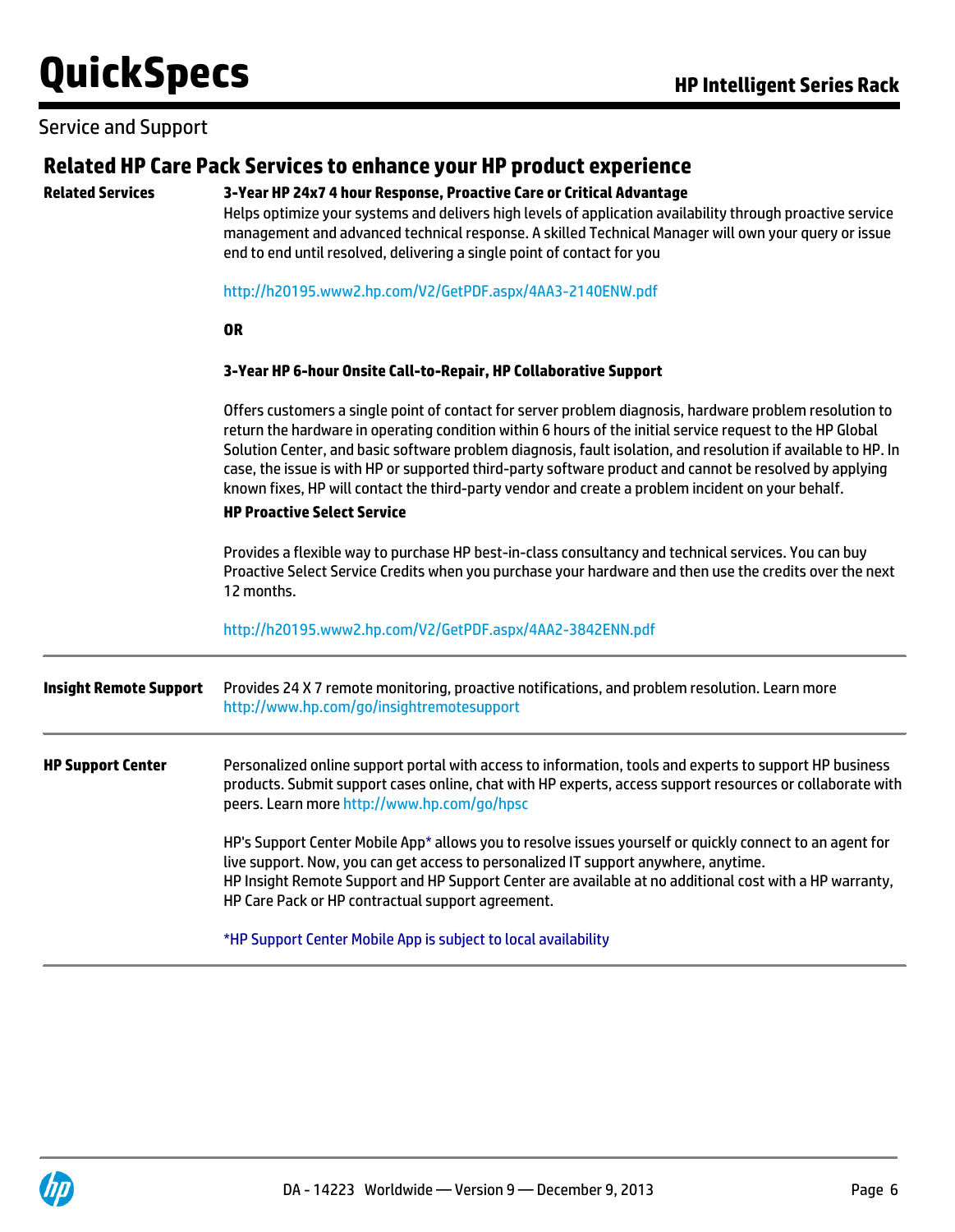## Service and Support

### Related HP Care Pack Services to enhance your HP product experience

**Related Services**

**3-Year HP 24x7 4 hour Response, Proactive Care or Critical Advantage**

Helps optimize your systems and delivers high levels of application availability through proactive service management and advanced technical response. A skilled Technical Manager will own your query or issue end to end until resolved, delivering a single point of contact for you

http://h20195.www2.hp.com/V2/GetPDF.aspx/4AA3-2140ENW.pdf

**OR**

**3-Year HP 6-hour Onsite Call-to-Repair, HP Collaborative Support**

Offers customers a single point of contact for server problem diagnosis, hardware problem resolution to return the hardware in operating condition within 6 hours of the initial service request to the HP Global Solution Center, and basic software problem diagnosis, fault isolation, and resolution if available to HP. In case, the issue is with HP or supported third-party software product and cannot be resolved by applying known fixes, HP will contact the third-party vendor and create a problem incident on your behalf.

**HP Proactive Select Service**

Provides a flexible way to purchase HP best-in-class consultancy and technical services. You can buy Proactive Select Service Credits when you purchase your hardware and then use the credits over the next 12 months.

http://h20195.www2.hp.com/V2/GetPDF.aspx/4AA2-3842ENN.pdf

---

**Insight Remote Support**

Provides 24 X 7 remote monitoring, proactive notifications, and problem resolution. Learn more http://www.hp.com/go/insightremotesupport

---

**HP Support Center**

Personalized online support portal with access to information, tools and experts to support HP business products. Submit support cases online, chat with HP experts, access support resources or collaborate with peers. Learn more http://www.hp.com/go/hpsc

HP's Support Center Mobile App* allows you to resolve issues yourself or quickly connect to an agent for live support. Now, you can get access to personalized IT support anywhere, anytime.
HP Insight Remote Support and HP Support Center are available at no additional cost with a HP warranty, HP Care Pack or HP contractual support agreement.

*HP Support Center Mobile App is subject to local availability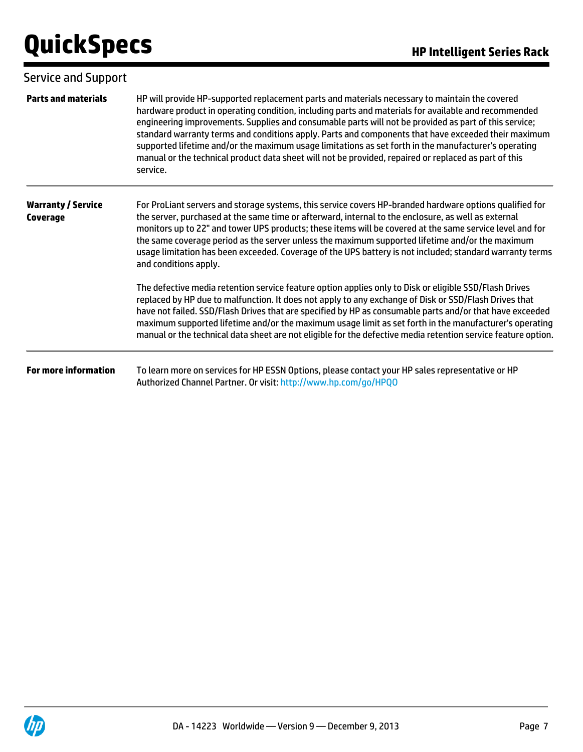## Service and Support

| | |
|---|---|
| **Parts and materials** | HP will provide HP-supported replacement parts and materials necessary to maintain the covered hardware product in operating condition, including parts and materials for available and recommended engineering improvements. Supplies and consumable parts will not be provided as part of this service; standard warranty terms and conditions apply. Parts and components that have exceeded their maximum supported lifetime and/or the maximum usage limitations as set forth in the manufacturer's operating manual or the technical product data sheet will not be provided, repaired or replaced as part of this service. |
| **Warranty / Service Coverage** | For ProLiant servers and storage systems, this service covers HP-branded hardware options qualified for the server, purchased at the same time or afterward, internal to the enclosure, as well as external monitors up to 22" and tower UPS products; these items will be covered at the same service level and for the same coverage period as the server unless the maximum supported lifetime and/or the maximum usage limitation has been exceeded. Coverage of the UPS battery is not included; standard warranty terms and conditions apply.<br><br>The defective media retention service feature option applies only to Disk or eligible SSD/Flash Drives replaced by HP due to malfunction. It does not apply to any exchange of Disk or SSD/Flash Drives that have not failed. SSD/Flash Drives that are specified by HP as consumable parts and/or that have exceeded maximum supported lifetime and/or the maximum usage limit as set forth in the manufacturer's operating manual or the technical data sheet are not eligible for the defective media retention service feature option. |
| **For more information** | To learn more on services for HP ESSN Options, please contact your HP sales representative or HP Authorized Channel Partner. Or visit: http://www.hp.com/go/HPQO |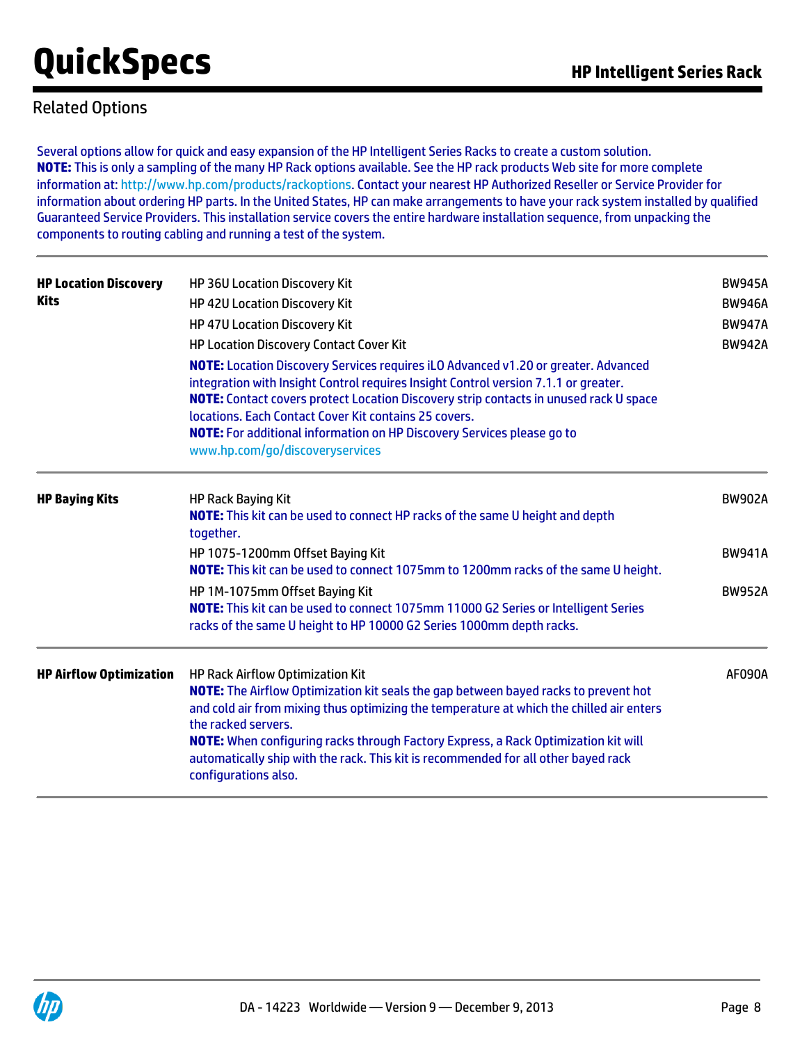## Related Options

Several options allow for quick and easy expansion of the HP Intelligent Series Racks to create a custom solution.
**NOTE:** This is only a sampling of the many HP Rack options available. See the HP rack products Web site for more complete information at: http://www.hp.com/products/rackoptions. Contact your nearest HP Authorized Reseller or Service Provider for information about ordering HP parts. In the United States, HP can make arrangements to have your rack system installed by qualified Guaranteed Service Providers. This installation service covers the entire hardware installation sequence, from unpacking the components to routing cabling and running a test of the system.

| | | |
|---|---|---|
| **HP Location Discovery Kits** | HP 36U Location Discovery Kit | BW945A |
| | HP 42U Location Discovery Kit | BW946A |
| | HP 47U Location Discovery Kit | BW947A |
| | HP Location Discovery Contact Cover Kit | BW942A |
| | **NOTE:** Location Discovery Services requires iLO Advanced v1.20 or greater. Advanced integration with Insight Control requires Insight Control version 7.1.1 or greater.<br>**NOTE:** Contact covers protect Location Discovery strip contacts in unused rack U space locations. Each Contact Cover Kit contains 25 covers.<br>**NOTE:** For additional information on HP Discovery Services please go to www.hp.com/go/discoveryservices | |
| **HP Baying Kits** | HP Rack Baying Kit<br>**NOTE:** This kit can be used to connect HP racks of the same U height and depth together. | BW902A |
| | HP 1075-1200mm Offset Baying Kit<br>**NOTE:** This kit can be used to connect 1075mm to 1200mm racks of the same U height. | BW941A |
| | HP 1M-1075mm Offset Baying Kit<br>**NOTE:** This kit can be used to connect 1075mm 11000 G2 Series or Intelligent Series racks of the same U height to HP 10000 G2 Series 1000mm depth racks. | BW952A |
| **HP Airflow Optimization** | HP Rack Airflow Optimization Kit<br>**NOTE:** The Airflow Optimization kit seals the gap between bayed racks to prevent hot and cold air from mixing thus optimizing the temperature at which the chilled air enters the racked servers.<br>**NOTE:** When configuring racks through Factory Express, a Rack Optimization kit will automatically ship with the rack. This kit is recommended for all other bayed rack configurations also. | AF090A |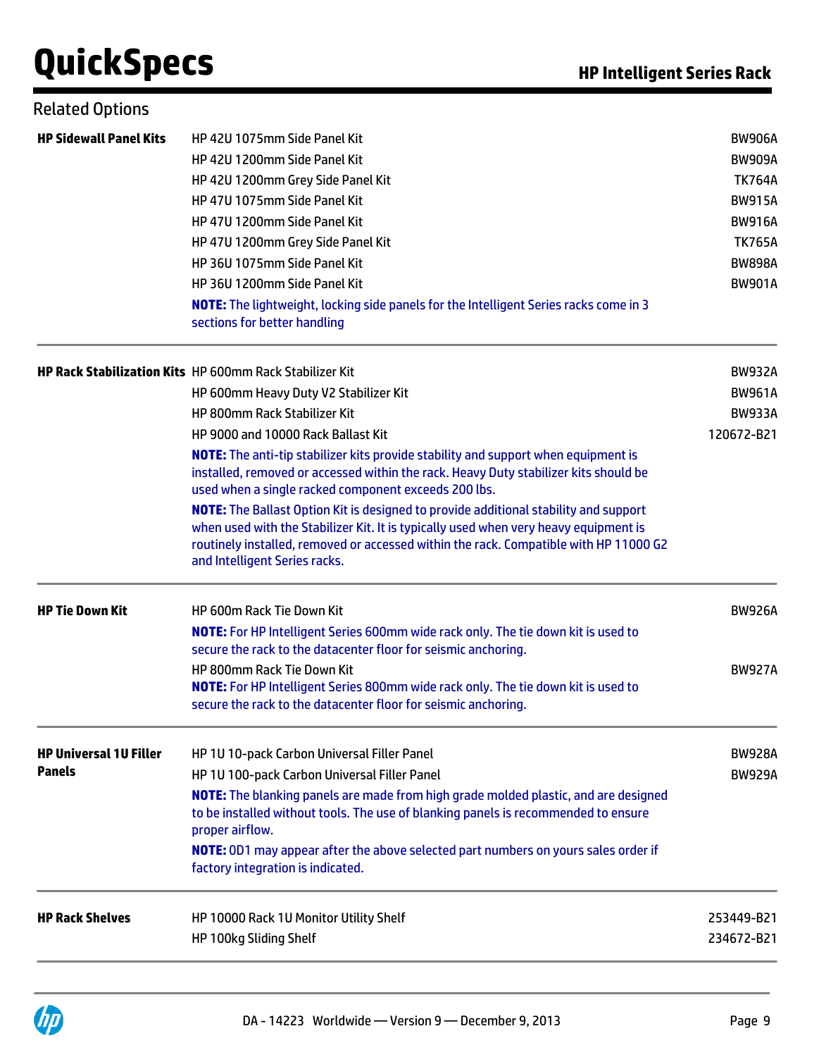## Related Options

| | | |
|---|---|---|
| **HP Sidewall Panel Kits** | HP 42U 1075mm Side Panel Kit | BW906A |
| | HP 42U 1200mm Side Panel Kit | BW909A |
| | HP 42U 1200mm Grey Side Panel Kit | TK764A |
| | HP 47U 1075mm Side Panel Kit | BW915A |
| | HP 47U 1200mm Side Panel Kit | BW916A |
| | HP 47U 1200mm Grey Side Panel Kit | TK765A |
| | HP 36U 1075mm Side Panel Kit | BW898A |
| | HP 36U 1200mm Side Panel Kit | BW901A |
| | **NOTE:** The lightweight, locking side panels for the Intelligent Series racks come in 3 sections for better handling | |
| **HP Rack Stabilization Kits** | HP 600mm Rack Stabilizer Kit | BW932A |
| | HP 600mm Heavy Duty V2 Stabilizer Kit | BW961A |
| | HP 800mm Rack Stabilizer Kit | BW933A |
| | HP 9000 and 10000 Rack Ballast Kit | 120672-B21 |
| | **NOTE:** The anti-tip stabilizer kits provide stability and support when equipment is installed, removed or accessed within the rack. Heavy Duty stabilizer kits should be used when a single racked component exceeds 200 lbs. | |
| | **NOTE:** The Ballast Option Kit is designed to provide additional stability and support when used with the Stabilizer Kit. It is typically used when very heavy equipment is routinely installed, removed or accessed within the rack. Compatible with HP 11000 G2 and Intelligent Series racks. | |
| **HP Tie Down Kit** | HP 600m Rack Tie Down Kit | BW926A |
| | **NOTE:** For HP Intelligent Series 600mm wide rack only. The tie down kit is used to secure the rack to the datacenter floor for seismic anchoring. | |
| | HP 800mm Rack Tie Down Kit | BW927A |
| | **NOTE:** For HP Intelligent Series 800mm wide rack only. The tie down kit is used to secure the rack to the datacenter floor for seismic anchoring. | |
| **HP Universal 1U Filler Panels** | HP 1U 10-pack Carbon Universal Filler Panel | BW928A |
| | HP 1U 100-pack Carbon Universal Filler Panel | BW929A |
| | **NOTE:** The blanking panels are made from high grade molded plastic, and are designed to be installed without tools. The use of blanking panels is recommended to ensure proper airflow. | |
| | **NOTE:** 0D1 may appear after the above selected part numbers on yours sales order if factory integration is indicated. | |
| **HP Rack Shelves** | HP 10000 Rack 1U Monitor Utility Shelf | 253449-B21 |
| | HP 100kg Sliding Shelf | 234672-B21 |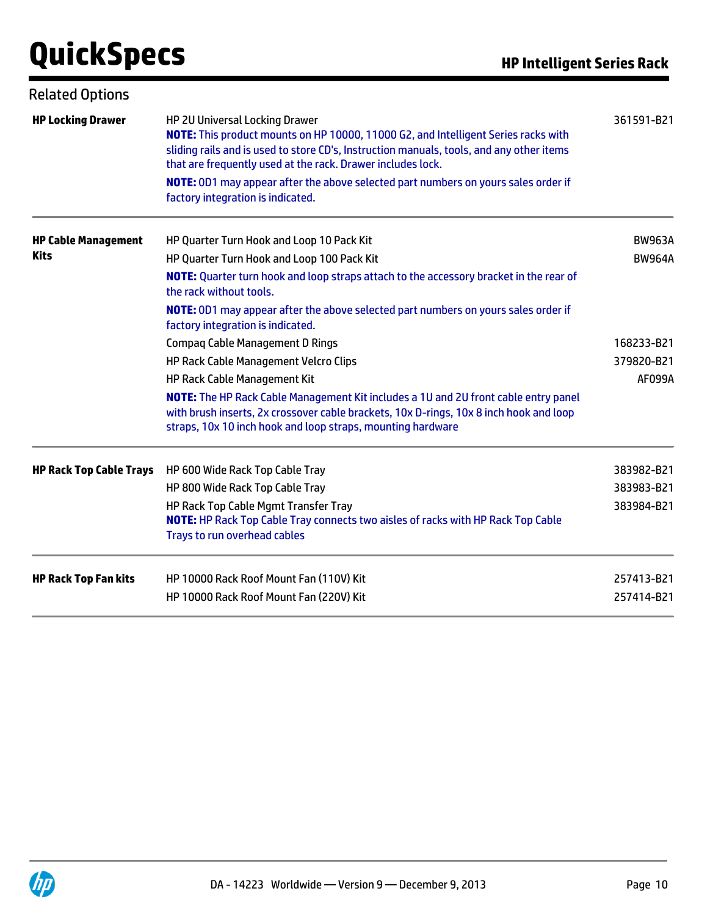## Related Options

| | | |
|---|---|---|
| **HP Locking Drawer** | HP 2U Universal Locking Drawer<br>**NOTE:** This product mounts on HP 10000, 11000 G2, and Intelligent Series racks with sliding rails and is used to store CD's, Instruction manuals, tools, and any other items that are frequently used at the rack. Drawer includes lock.<br>**NOTE:** 0D1 may appear after the above selected part numbers on yours sales order if factory integration is indicated. | 361591-B21 |
| **HP Cable Management Kits** | HP Quarter Turn Hook and Loop 10 Pack Kit | BW963A |
| | HP Quarter Turn Hook and Loop 100 Pack Kit<br>**NOTE:** Quarter turn hook and loop straps attach to the accessory bracket in the rear of the rack without tools.<br>**NOTE:** 0D1 may appear after the above selected part numbers on yours sales order if factory integration is indicated. | BW964A |
| | Compaq Cable Management D Rings | 168233-B21 |
| | HP Rack Cable Management Velcro Clips | 379820-B21 |
| | HP Rack Cable Management Kit<br>**NOTE:** The HP Rack Cable Management Kit includes a 1U and 2U front cable entry panel with brush inserts, 2x crossover cable brackets, 10x D-rings, 10x 8 inch hook and loop straps, 10x 10 inch hook and loop straps, mounting hardware | AF099A |
| **HP Rack Top Cable Trays** | HP 600 Wide Rack Top Cable Tray | 383982-B21 |
| | HP 800 Wide Rack Top Cable Tray | 383983-B21 |
| | HP Rack Top Cable Mgmt Transfer Tray<br>**NOTE:** HP Rack Top Cable Tray connects two aisles of racks with HP Rack Top Cable Trays to run overhead cables | 383984-B21 |
| **HP Rack Top Fan kits** | HP 10000 Rack Roof Mount Fan (110V) Kit | 257413-B21 |
| | HP 10000 Rack Roof Mount Fan (220V) Kit | 257414-B21 |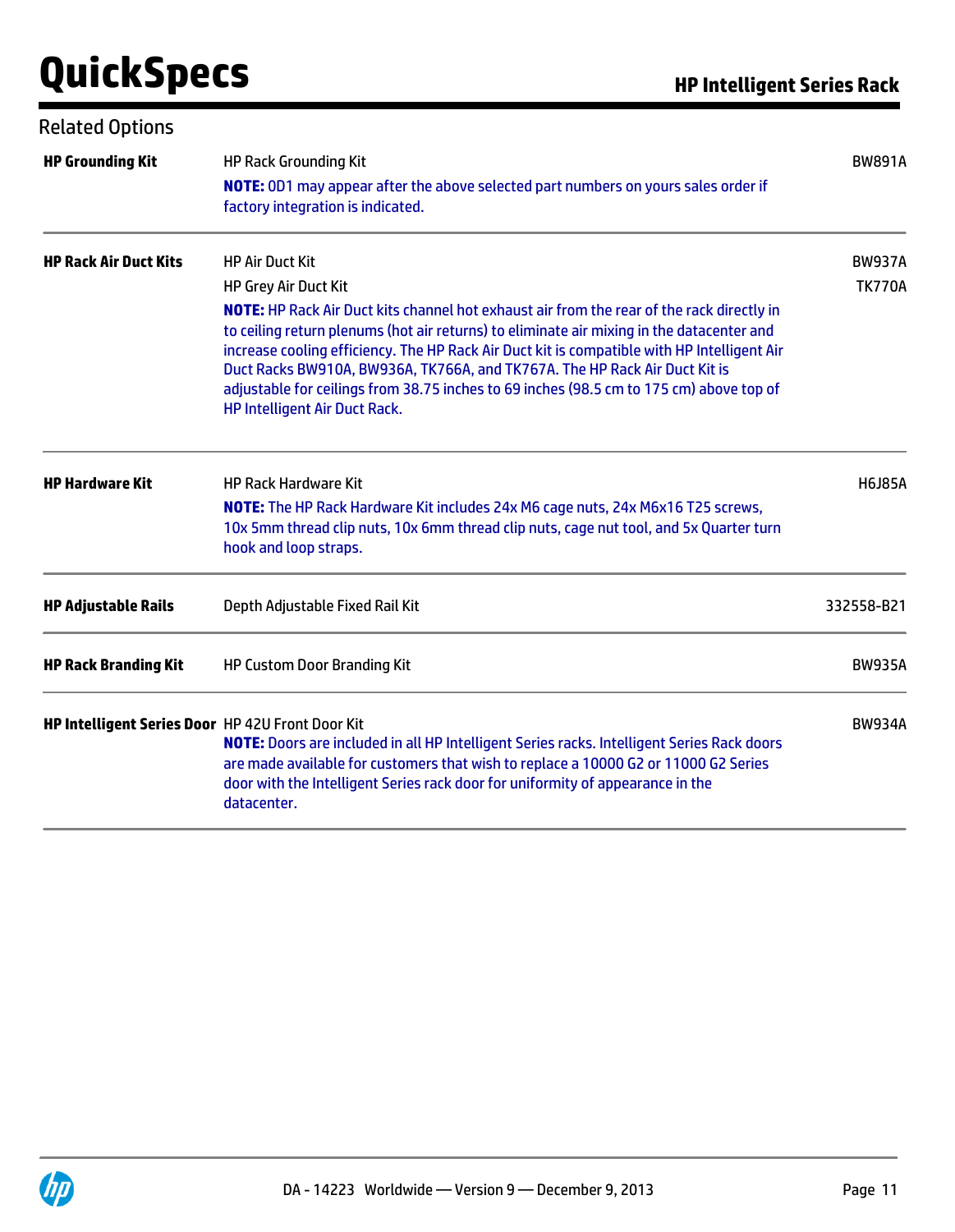## Related Options

| | | |
|---|---|---|
| **HP Grounding Kit** | HP Rack Grounding Kit<br>**NOTE:** 0D1 may appear after the above selected part numbers on yours sales order if factory integration is indicated. | BW891A |
| **HP Rack Air Duct Kits** | HP Air Duct Kit | BW937A |
| | HP Grey Air Duct Kit<br>**NOTE:** HP Rack Air Duct kits channel hot exhaust air from the rear of the rack directly in to ceiling return plenums (hot air returns) to eliminate air mixing in the datacenter and increase cooling efficiency. The HP Rack Air Duct kit is compatible with HP Intelligent Air Duct Racks BW910A, BW936A, TK766A, and TK767A. The HP Rack Air Duct Kit is adjustable for ceilings from 38.75 inches to 69 inches (98.5 cm to 175 cm) above top of HP Intelligent Air Duct Rack. | TK770A |
| **HP Hardware Kit** | HP Rack Hardware Kit<br>**NOTE:** The HP Rack Hardware Kit includes 24x M6 cage nuts, 24x M6x16 T25 screws, 10x 5mm thread clip nuts, 10x 6mm thread clip nuts, cage nut tool, and 5x Quarter turn hook and loop straps. | H6J85A |
| **HP Adjustable Rails** | Depth Adjustable Fixed Rail Kit | 332558-B21 |
| **HP Rack Branding Kit** | HP Custom Door Branding Kit | BW935A |
| **HP Intelligent Series Door** | HP 42U Front Door Kit<br>**NOTE:** Doors are included in all HP Intelligent Series racks. Intelligent Series Rack doors are made available for customers that wish to replace a 10000 G2 or 11000 G2 Series door with the Intelligent Series rack door for uniformity of appearance in the datacenter. | BW934A |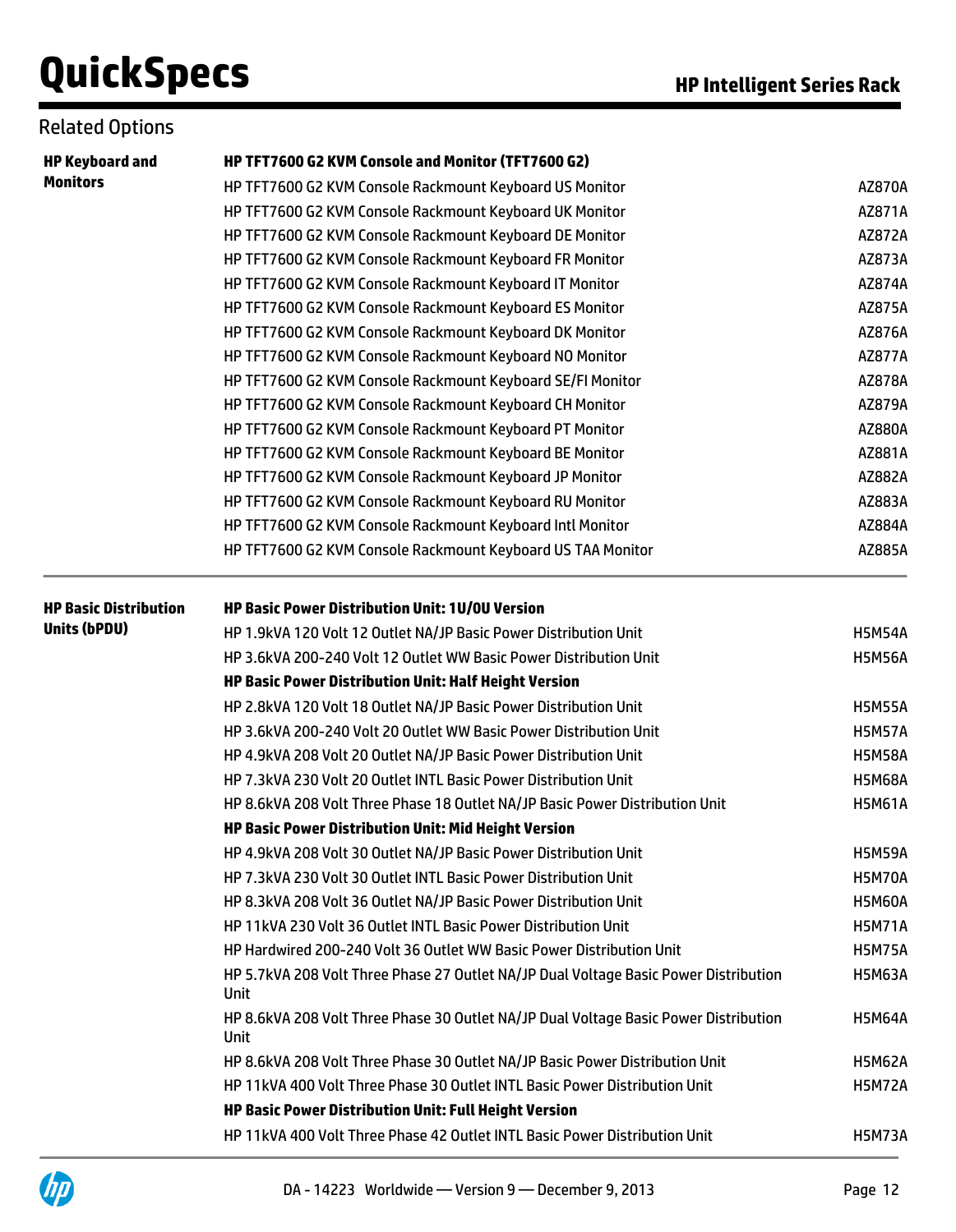## Related Options

| | | |
|---|---|---|
| **HP Keyboard and Monitors** | **HP TFT7600 G2 KVM Console and Monitor (TFT7600 G2)** | |
| | HP TFT7600 G2 KVM Console Rackmount Keyboard US Monitor | AZ870A |
| | HP TFT7600 G2 KVM Console Rackmount Keyboard UK Monitor | AZ871A |
| | HP TFT7600 G2 KVM Console Rackmount Keyboard DE Monitor | AZ872A |
| | HP TFT7600 G2 KVM Console Rackmount Keyboard FR Monitor | AZ873A |
| | HP TFT7600 G2 KVM Console Rackmount Keyboard IT Monitor | AZ874A |
| | HP TFT7600 G2 KVM Console Rackmount Keyboard ES Monitor | AZ875A |
| | HP TFT7600 G2 KVM Console Rackmount Keyboard DK Monitor | AZ876A |
| | HP TFT7600 G2 KVM Console Rackmount Keyboard NO Monitor | AZ877A |
| | HP TFT7600 G2 KVM Console Rackmount Keyboard SE/FI Monitor | AZ878A |
| | HP TFT7600 G2 KVM Console Rackmount Keyboard CH Monitor | AZ879A |
| | HP TFT7600 G2 KVM Console Rackmount Keyboard PT Monitor | AZ880A |
| | HP TFT7600 G2 KVM Console Rackmount Keyboard BE Monitor | AZ881A |
| | HP TFT7600 G2 KVM Console Rackmount Keyboard JP Monitor | AZ882A |
| | HP TFT7600 G2 KVM Console Rackmount Keyboard RU Monitor | AZ883A |
| | HP TFT7600 G2 KVM Console Rackmount Keyboard Intl Monitor | AZ884A |
| | HP TFT7600 G2 KVM Console Rackmount Keyboard US TAA Monitor | AZ885A |

| | | |
|---|---|---|
| **HP Basic Distribution Units (bPDU)** | **HP Basic Power Distribution Unit: 1U/0U Version** | |
| | HP 1.9kVA 120 Volt 12 Outlet NA/JP Basic Power Distribution Unit | H5M54A |
| | HP 3.6kVA 200-240 Volt 12 Outlet WW Basic Power Distribution Unit | H5M56A |
| | **HP Basic Power Distribution Unit: Half Height Version** | |
| | HP 2.8kVA 120 Volt 18 Outlet NA/JP Basic Power Distribution Unit | H5M55A |
| | HP 3.6kVA 200-240 Volt 20 Outlet WW Basic Power Distribution Unit | H5M57A |
| | HP 4.9kVA 208 Volt 20 Outlet NA/JP Basic Power Distribution Unit | H5M58A |
| | HP 7.3kVA 230 Volt 20 Outlet INTL Basic Power Distribution Unit | H5M68A |
| | HP 8.6kVA 208 Volt Three Phase 18 Outlet NA/JP Basic Power Distribution Unit | H5M61A |
| | **HP Basic Power Distribution Unit: Mid Height Version** | |
| | HP 4.9kVA 208 Volt 30 Outlet NA/JP Basic Power Distribution Unit | H5M59A |
| | HP 7.3kVA 230 Volt 30 Outlet INTL Basic Power Distribution Unit | H5M70A |
| | HP 8.3kVA 208 Volt 36 Outlet NA/JP Basic Power Distribution Unit | H5M60A |
| | HP 11kVA 230 Volt 36 Outlet INTL Basic Power Distribution Unit | H5M71A |
| | HP Hardwired 200-240 Volt 36 Outlet WW Basic Power Distribution Unit | H5M75A |
| | HP 5.7kVA 208 Volt Three Phase 27 Outlet NA/JP Dual Voltage Basic Power Distribution Unit | H5M63A |
| | HP 8.6kVA 208 Volt Three Phase 30 Outlet NA/JP Dual Voltage Basic Power Distribution Unit | H5M64A |
| | HP 8.6kVA 208 Volt Three Phase 30 Outlet NA/JP Basic Power Distribution Unit | H5M62A |
| | HP 11kVA 400 Volt Three Phase 30 Outlet INTL Basic Power Distribution Unit | H5M72A |
| | **HP Basic Power Distribution Unit: Full Height Version** | |
| | HP 11kVA 400 Volt Three Phase 42 Outlet INTL Basic Power Distribution Unit | H5M73A |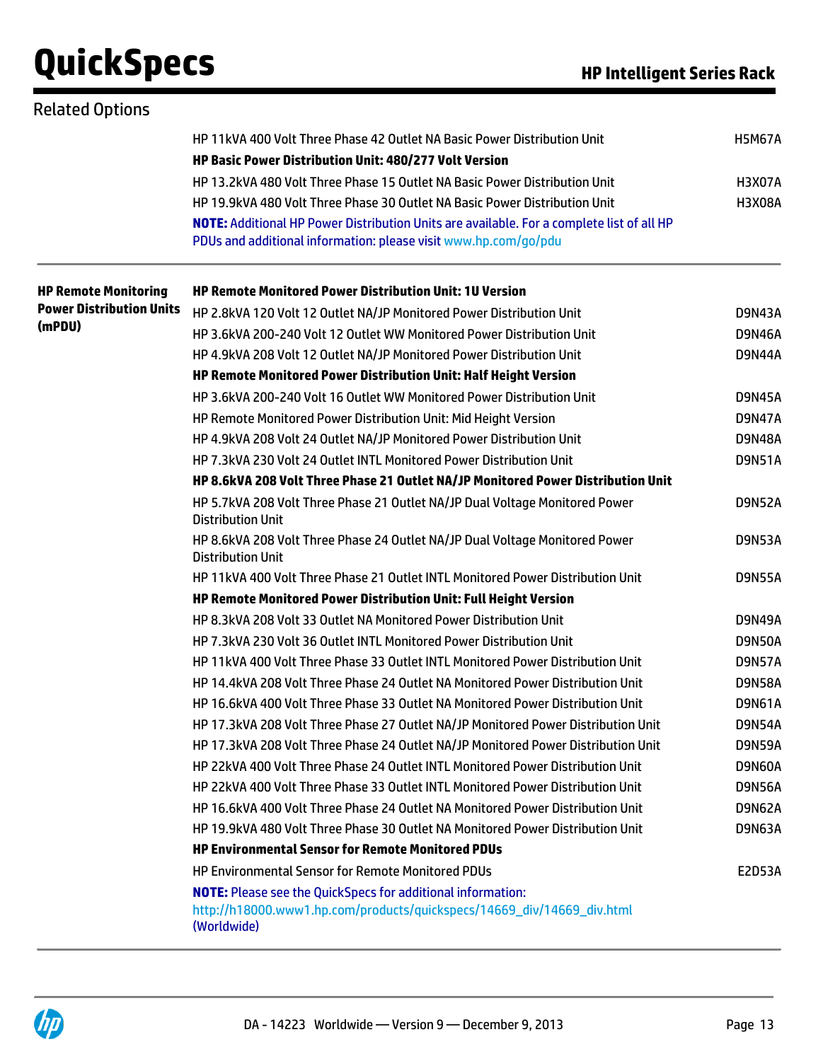## Related Options

| | | |
|---|---|---|
| | HP 11kVA 400 Volt Three Phase 42 Outlet NA Basic Power Distribution Unit | H5M67A |
| | **HP Basic Power Distribution Unit: 480/277 Volt Version** | |
| | HP 13.2kVA 480 Volt Three Phase 15 Outlet NA Basic Power Distribution Unit | H3X07A |
| | HP 19.9kVA 480 Volt Three Phase 30 Outlet NA Basic Power Distribution Unit | H3X08A |
| | **NOTE:** Additional HP Power Distribution Units are available. For a complete list of all HP PDUs and additional information: please visit www.hp.com/go/pdu | |
| **HP Remote Monitoring Power Distribution Units (mPDU)** | **HP Remote Monitored Power Distribution Unit: 1U Version** | |
| | HP 2.8kVA 120 Volt 12 Outlet NA/JP Monitored Power Distribution Unit | D9N43A |
| | HP 3.6kVA 200-240 Volt 12 Outlet WW Monitored Power Distribution Unit | D9N46A |
| | HP 4.9kVA 208 Volt 12 Outlet NA/JP Monitored Power Distribution Unit | D9N44A |
| | **HP Remote Monitored Power Distribution Unit: Half Height Version** | |
| | HP 3.6kVA 200-240 Volt 16 Outlet WW Monitored Power Distribution Unit | D9N45A |
| | HP Remote Monitored Power Distribution Unit: Mid Height Version | D9N47A |
| | HP 4.9kVA 208 Volt 24 Outlet NA/JP Monitored Power Distribution Unit | D9N48A |
| | HP 7.3kVA 230 Volt 24 Outlet INTL Monitored Power Distribution Unit | D9N51A |
| | **HP 8.6kVA 208 Volt Three Phase 21 Outlet NA/JP Monitored Power Distribution Unit** | |
| | HP 5.7kVA 208 Volt Three Phase 21 Outlet NA/JP Dual Voltage Monitored Power Distribution Unit | D9N52A |
| | HP 8.6kVA 208 Volt Three Phase 24 Outlet NA/JP Dual Voltage Monitored Power Distribution Unit | D9N53A |
| | HP 11kVA 400 Volt Three Phase 21 Outlet INTL Monitored Power Distribution Unit | D9N55A |
| | **HP Remote Monitored Power Distribution Unit: Full Height Version** | |
| | HP 8.3kVA 208 Volt 33 Outlet NA Monitored Power Distribution Unit | D9N49A |
| | HP 7.3kVA 230 Volt 36 Outlet INTL Monitored Power Distribution Unit | D9N50A |
| | HP 11kVA 400 Volt Three Phase 33 Outlet INTL Monitored Power Distribution Unit | D9N57A |
| | HP 14.4kVA 208 Volt Three Phase 24 Outlet NA Monitored Power Distribution Unit | D9N58A |
| | HP 16.6kVA 400 Volt Three Phase 33 Outlet NA Monitored Power Distribution Unit | D9N61A |
| | HP 17.3kVA 208 Volt Three Phase 27 Outlet NA/JP Monitored Power Distribution Unit | D9N54A |
| | HP 17.3kVA 208 Volt Three Phase 24 Outlet NA/JP Monitored Power Distribution Unit | D9N59A |
| | HP 22kVA 400 Volt Three Phase 24 Outlet INTL Monitored Power Distribution Unit | D9N60A |
| | HP 22kVA 400 Volt Three Phase 33 Outlet INTL Monitored Power Distribution Unit | D9N56A |
| | HP 16.6kVA 400 Volt Three Phase 24 Outlet NA Monitored Power Distribution Unit | D9N62A |
| | HP 19.9kVA 480 Volt Three Phase 30 Outlet NA Monitored Power Distribution Unit | D9N63A |
| | **HP Environmental Sensor for Remote Monitored PDUs** | |
| | HP Environmental Sensor for Remote Monitored PDUs | E2D53A |
| | **NOTE:** Please see the QuickSpecs for additional information: http://h18000.www1.hp.com/products/quickspecs/14669_div/14669_div.html (Worldwide) | |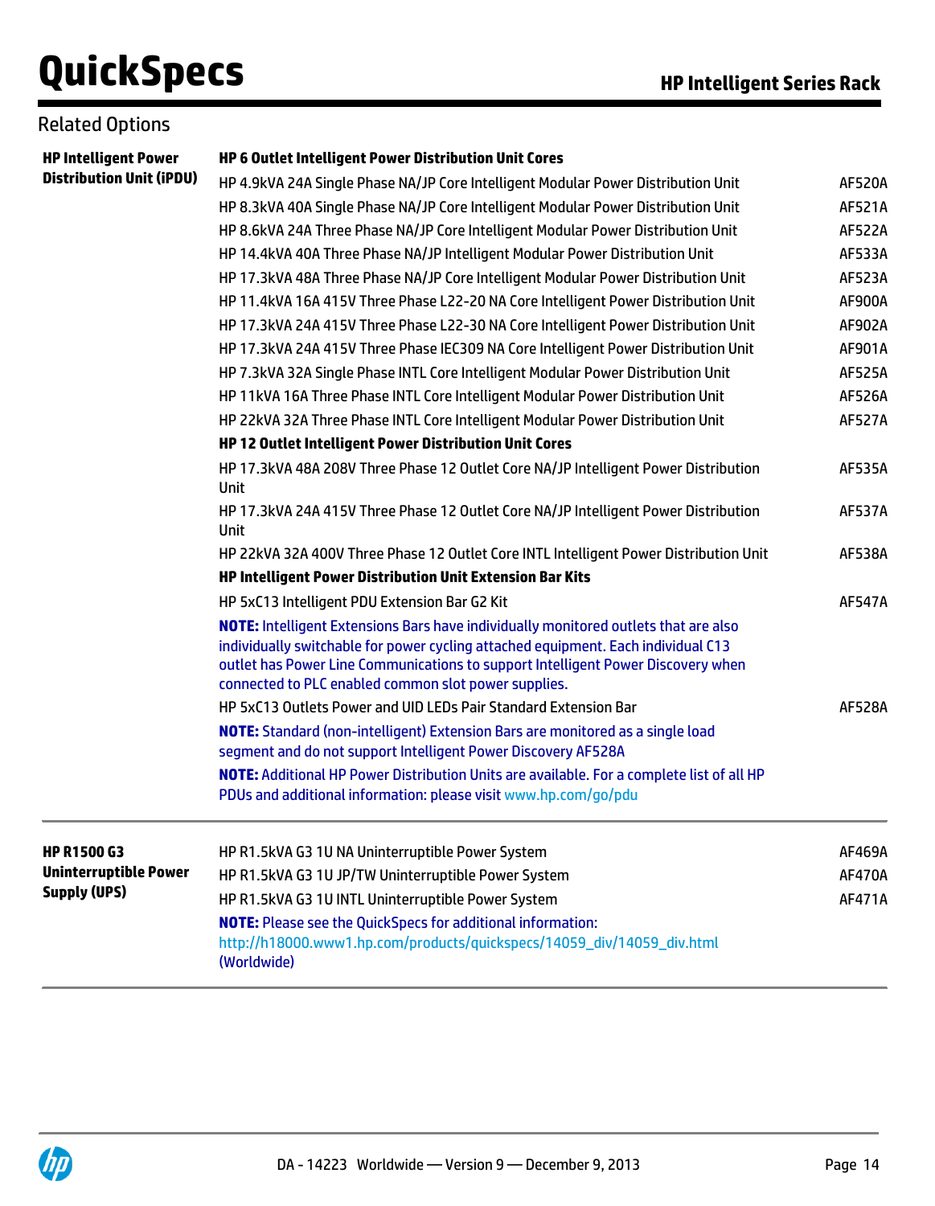## Related Options

| | | |
|---|---|---|
| **HP Intelligent Power Distribution Unit (iPDU)** | **HP 6 Outlet Intelligent Power Distribution Unit Cores** | |
| | HP 4.9kVA 24A Single Phase NA/JP Core Intelligent Modular Power Distribution Unit | AF520A |
| | HP 8.3kVA 40A Single Phase NA/JP Core Intelligent Modular Power Distribution Unit | AF521A |
| | HP 8.6kVA 24A Three Phase NA/JP Core Intelligent Modular Power Distribution Unit | AF522A |
| | HP 14.4kVA 40A Three Phase NA/JP Intelligent Modular Power Distribution Unit | AF533A |
| | HP 17.3kVA 48A Three Phase NA/JP Core Intelligent Modular Power Distribution Unit | AF523A |
| | HP 11.4kVA 16A 415V Three Phase L22-20 NA Core Intelligent Power Distribution Unit | AF900A |
| | HP 17.3kVA 24A 415V Three Phase L22-30 NA Core Intelligent Power Distribution Unit | AF902A |
| | HP 17.3kVA 24A 415V Three Phase IEC309 NA Core Intelligent Power Distribution Unit | AF901A |
| | HP 7.3kVA 32A Single Phase INTL Core Intelligent Modular Power Distribution Unit | AF525A |
| | HP 11kVA 16A Three Phase INTL Core Intelligent Modular Power Distribution Unit | AF526A |
| | HP 22kVA 32A Three Phase INTL Core Intelligent Modular Power Distribution Unit | AF527A |
| | **HP 12 Outlet Intelligent Power Distribution Unit Cores** | |
| | HP 17.3kVA 48A 208V Three Phase 12 Outlet Core NA/JP Intelligent Power Distribution Unit | AF535A |
| | HP 17.3kVA 24A 415V Three Phase 12 Outlet Core NA/JP Intelligent Power Distribution Unit | AF537A |
| | HP 22kVA 32A 400V Three Phase 12 Outlet Core INTL Intelligent Power Distribution Unit | AF538A |
| | **HP Intelligent Power Distribution Unit Extension Bar Kits** | |
| | HP 5xC13 Intelligent PDU Extension Bar G2 Kit | AF547A |
| | **NOTE:** Intelligent Extensions Bars have individually monitored outlets that are also individually switchable for power cycling attached equipment. Each individual C13 outlet has Power Line Communications to support Intelligent Power Discovery when connected to PLC enabled common slot power supplies. | |
| | HP 5xC13 Outlets Power and UID LEDs Pair Standard Extension Bar | AF528A |
| | **NOTE:** Standard (non-intelligent) Extension Bars are monitored as a single load segment and do not support Intelligent Power Discovery AF528A | |
| | **NOTE:** Additional HP Power Distribution Units are available. For a complete list of all HP PDUs and additional information: please visit www.hp.com/go/pdu | |
| **HP R1500 G3 Uninterruptible Power Supply (UPS)** | HP R1.5kVA G3 1U NA Uninterruptible Power System | AF469A |
| | HP R1.5kVA G3 1U JP/TW Uninterruptible Power System | AF470A |
| | HP R1.5kVA G3 1U INTL Uninterruptible Power System | AF471A |
| | **NOTE:** Please see the QuickSpecs for additional information: http://h18000.www1.hp.com/products/quickspecs/14059_div/14059_div.html (Worldwide) | |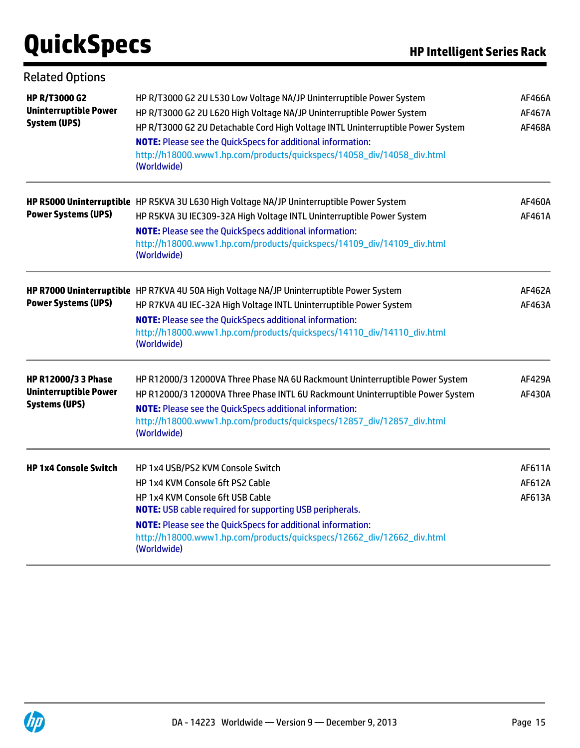## Related Options

| | | |
|---|---|---|
| **HP R/T3000 G2 Uninterruptible Power System (UPS)** | HP R/T3000 G2 2U L530 Low Voltage NA/JP Uninterruptible Power System | AF466A |
| | HP R/T3000 G2 2U L620 High Voltage NA/JP Uninterruptible Power System | AF467A |
| | HP R/T3000 G2 2U Detachable Cord High Voltage INTL Uninterruptible Power System | AF468A |
| | **NOTE:** Please see the QuickSpecs for additional information: http://h18000.www1.hp.com/products/quickspecs/14058_div/14058_div.html (Worldwide) | |
| **HP R5000 Uninterruptible Power Systems (UPS)** | HP R5KVA 3U L630 High Voltage NA/JP Uninterruptible Power System | AF460A |
| | HP R5KVA 3U IEC309-32A High Voltage INTL Uninterruptible Power System | AF461A |
| | **NOTE:** Please see the QuickSpecs additional information: http://h18000.www1.hp.com/products/quickspecs/14109_div/14109_div.html (Worldwide) | |
| **HP R7000 Uninterruptible Power Systems (UPS)** | HP R7KVA 4U 50A High Voltage NA/JP Uninterruptible Power System | AF462A |
| | HP R7KVA 4U IEC-32A High Voltage INTL Uninterruptible Power System | AF463A |
| | **NOTE:** Please see the QuickSpecs additional information: http://h18000.www1.hp.com/products/quickspecs/14110_div/14110_div.html (Worldwide) | |
| **HP R12000/3 3 Phase Uninterruptible Power Systems (UPS)** | HP R12000/3 12000VA Three Phase NA 6U Rackmount Uninterruptible Power System | AF429A |
| | HP R12000/3 12000VA Three Phase INTL 6U Rackmount Uninterruptible Power System | AF430A |
| | **NOTE:** Please see the QuickSpecs additional information: http://h18000.www1.hp.com/products/quickspecs/12857_div/12857_div.html (Worldwide) | |
| **HP 1x4 Console Switch** | HP 1x4 USB/PS2 KVM Console Switch | AF611A |
| | HP 1x4 KVM Console 6ft PS2 Cable | AF612A |
| | HP 1x4 KVM Console 6ft USB Cable | AF613A |
| | **NOTE:** USB cable required for supporting USB peripherals. | |
| | **NOTE:** Please see the QuickSpecs for additional information: http://h18000.www1.hp.com/products/quickspecs/12662_div/12662_div.html (Worldwide) | |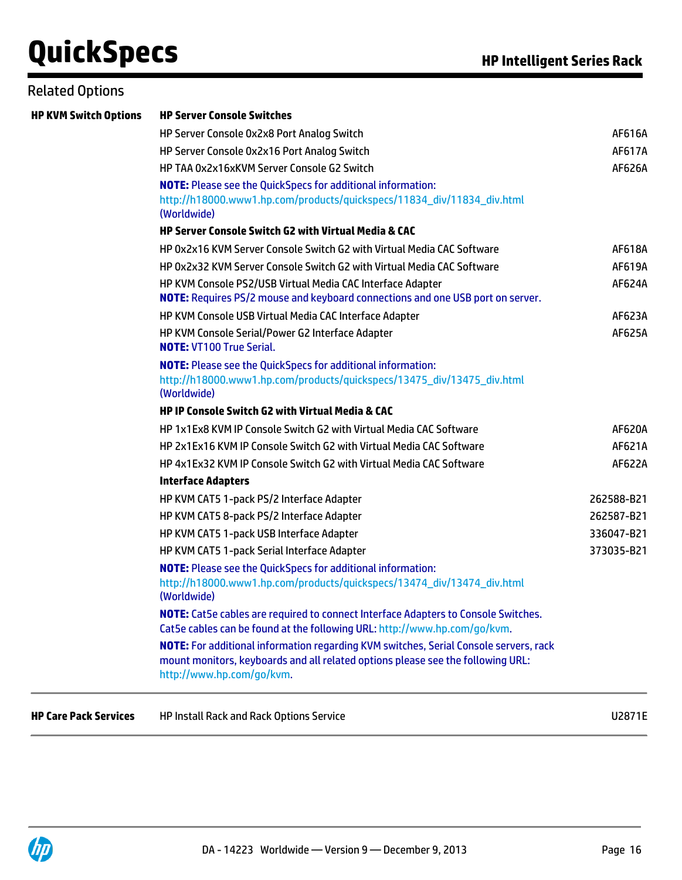## Related Options

| | | |
|---|---|---|
| **HP KVM Switch Options** | **HP Server Console Switches** | |
| | HP Server Console 0x2x8 Port Analog Switch | AF616A |
| | HP Server Console 0x2x16 Port Analog Switch | AF617A |
| | HP TAA 0x2x16xKVM Server Console G2 Switch | AF626A |
| | **NOTE:** Please see the QuickSpecs for additional information: http://h18000.www1.hp.com/products/quickspecs/11834_div/11834_div.html (Worldwide) | |
| | **HP Server Console Switch G2 with Virtual Media & CAC** | |
| | HP 0x2x16 KVM Server Console Switch G2 with Virtual Media CAC Software | AF618A |
| | HP 0x2x32 KVM Server Console Switch G2 with Virtual Media CAC Software | AF619A |
| | HP KVM Console PS2/USB Virtual Media CAC Interface Adapter **NOTE:** Requires PS/2 mouse and keyboard connections and one USB port on server. | AF624A |
| | HP KVM Console USB Virtual Media CAC Interface Adapter | AF623A |
| | HP KVM Console Serial/Power G2 Interface Adapter **NOTE:** VT100 True Serial. | AF625A |
| | **NOTE:** Please see the QuickSpecs for additional information: http://h18000.www1.hp.com/products/quickspecs/13475_div/13475_div.html (Worldwide) | |
| | **HP IP Console Switch G2 with Virtual Media & CAC** | |
| | HP 1x1Ex8 KVM IP Console Switch G2 with Virtual Media CAC Software | AF620A |
| | HP 2x1Ex16 KVM IP Console Switch G2 with Virtual Media CAC Software | AF621A |
| | HP 4x1Ex32 KVM IP Console Switch G2 with Virtual Media CAC Software | AF622A |
| | **Interface Adapters** | |
| | HP KVM CAT5 1-pack PS/2 Interface Adapter | 262588-B21 |
| | HP KVM CAT5 8-pack PS/2 Interface Adapter | 262587-B21 |
| | HP KVM CAT5 1-pack USB Interface Adapter | 336047-B21 |
| | HP KVM CAT5 1-pack Serial Interface Adapter | 373035-B21 |
| | **NOTE:** Please see the QuickSpecs for additional information: http://h18000.www1.hp.com/products/quickspecs/13474_div/13474_div.html (Worldwide) | |
| | **NOTE:** Cat5e cables are required to connect Interface Adapters to Console Switches. Cat5e cables can be found at the following URL: http://www.hp.com/go/kvm. | |
| | **NOTE:** For additional information regarding KVM switches, Serial Console servers, rack mount monitors, keyboards and all related options please see the following URL: http://www.hp.com/go/kvm. | |
| **HP Care Pack Services** | HP Install Rack and Rack Options Service | U2871E |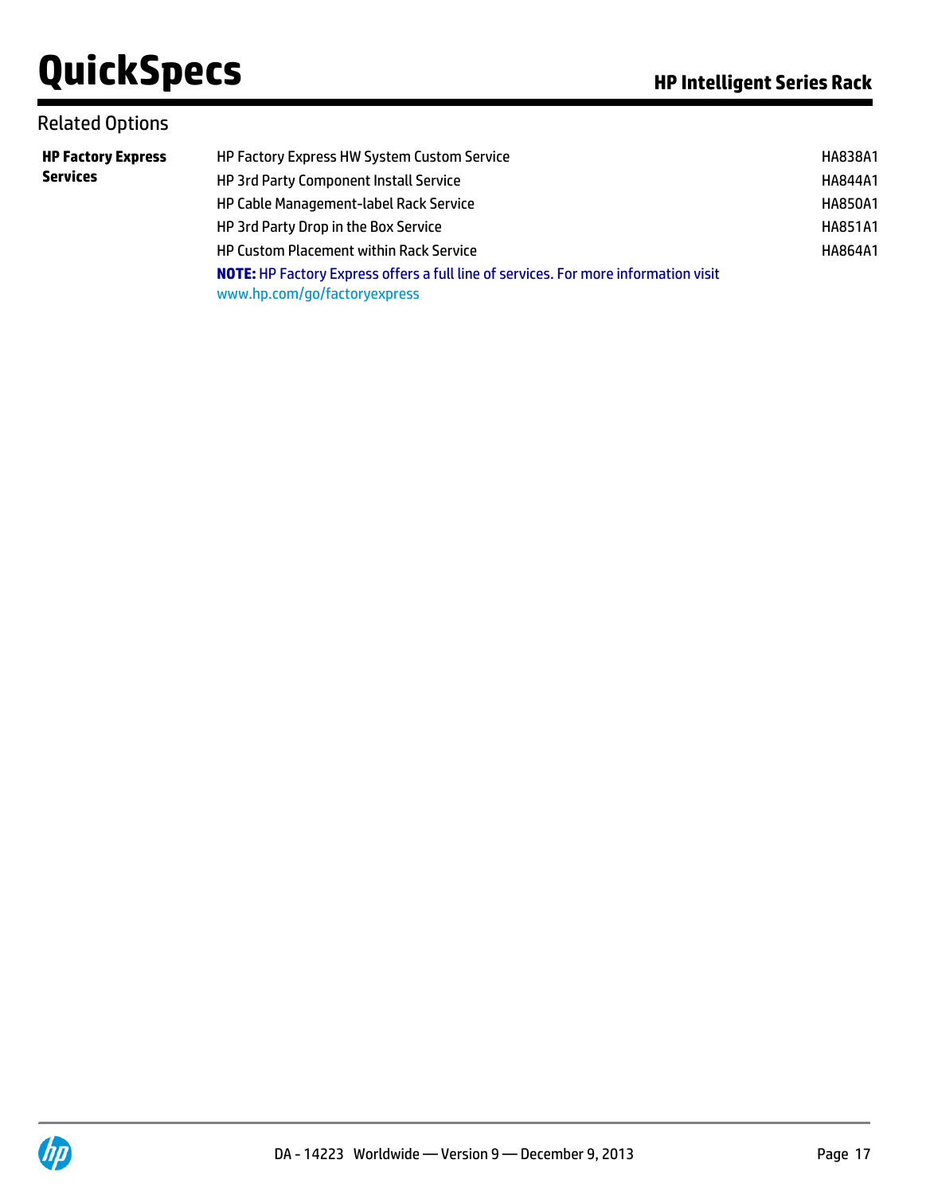## Related Options

| | | |
|---|---|---|
| **HP Factory Express Services** | HP Factory Express HW System Custom Service | HA838A1 |
| | HP 3rd Party Component Install Service | HA844A1 |
| | HP Cable Management-label Rack Service | HA850A1 |
| | HP 3rd Party Drop in the Box Service | HA851A1 |
| | HP Custom Placement within Rack Service | HA864A1 |
| | **NOTE:** HP Factory Express offers a full line of services. For more information visit www.hp.com/go/factoryexpress | |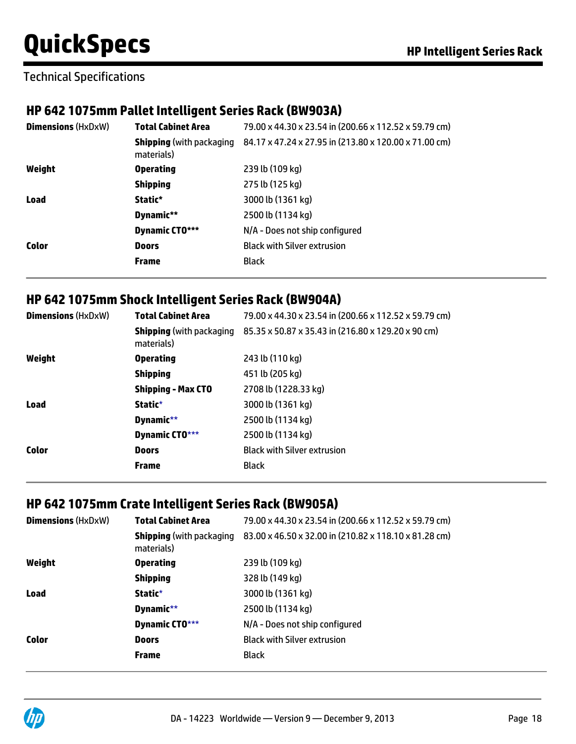Technical Specifications

## HP 642 1075mm Pallet Intelligent Series Rack (BW903A)

| | | |
|---|---|---|
| **Dimensions** (HxDxW) | **Total Cabinet Area** | 79.00 x 44.30 x 23.54 in (200.66 x 112.52 x 59.79 cm) |
| | **Shipping** (with packaging materials) | 84.17 x 47.24 x 27.95 in (213.80 x 120.00 x 71.00 cm) |
| **Weight** | **Operating** | 239 lb (109 kg) |
| | **Shipping** | 275 lb (125 kg) |
| **Load** | **Static*** | 3000 lb (1361 kg) |
| | **Dynamic**** | 2500 lb (1134 kg) |
| | **Dynamic CTO***** | N/A - Does not ship configured |
| **Color** | **Doors** | Black with Silver extrusion |
| | **Frame** | Black |

## HP 642 1075mm Shock Intelligent Series Rack (BW904A)

| | | |
|---|---|---|
| **Dimensions** (HxDxW) | **Total Cabinet Area** | 79.00 x 44.30 x 23.54 in (200.66 x 112.52 x 59.79 cm) |
| | **Shipping** (with packaging materials) | 85.35 x 50.87 x 35.43 in (216.80 x 129.20 x 90 cm) |
| **Weight** | **Operating** | 243 lb (110 kg) |
| | **Shipping** | 451 lb (205 kg) |
| | **Shipping - Max CTO** | 2708 lb (1228.33 kg) |
| **Load** | **Static*** | 3000 lb (1361 kg) |
| | **Dynamic**** | 2500 lb (1134 kg) |
| | **Dynamic CTO***** | 2500 lb (1134 kg) |
| **Color** | **Doors** | Black with Silver extrusion |
| | **Frame** | Black |

## HP 642 1075mm Crate Intelligent Series Rack (BW905A)

| | | |
|---|---|---|
| **Dimensions** (HxDxW) | **Total Cabinet Area** | 79.00 x 44.30 x 23.54 in (200.66 x 112.52 x 59.79 cm) |
| | **Shipping** (with packaging materials) | 83.00 x 46.50 x 32.00 in (210.82 x 118.10 x 81.28 cm) |
| **Weight** | **Operating** | 239 lb (109 kg) |
| | **Shipping** | 328 lb (149 kg) |
| **Load** | **Static*** | 3000 lb (1361 kg) |
| | **Dynamic**** | 2500 lb (1134 kg) |
| | **Dynamic CTO***** | N/A - Does not ship configured |
| **Color** | **Doors** | Black with Silver extrusion |
| | **Frame** | Black |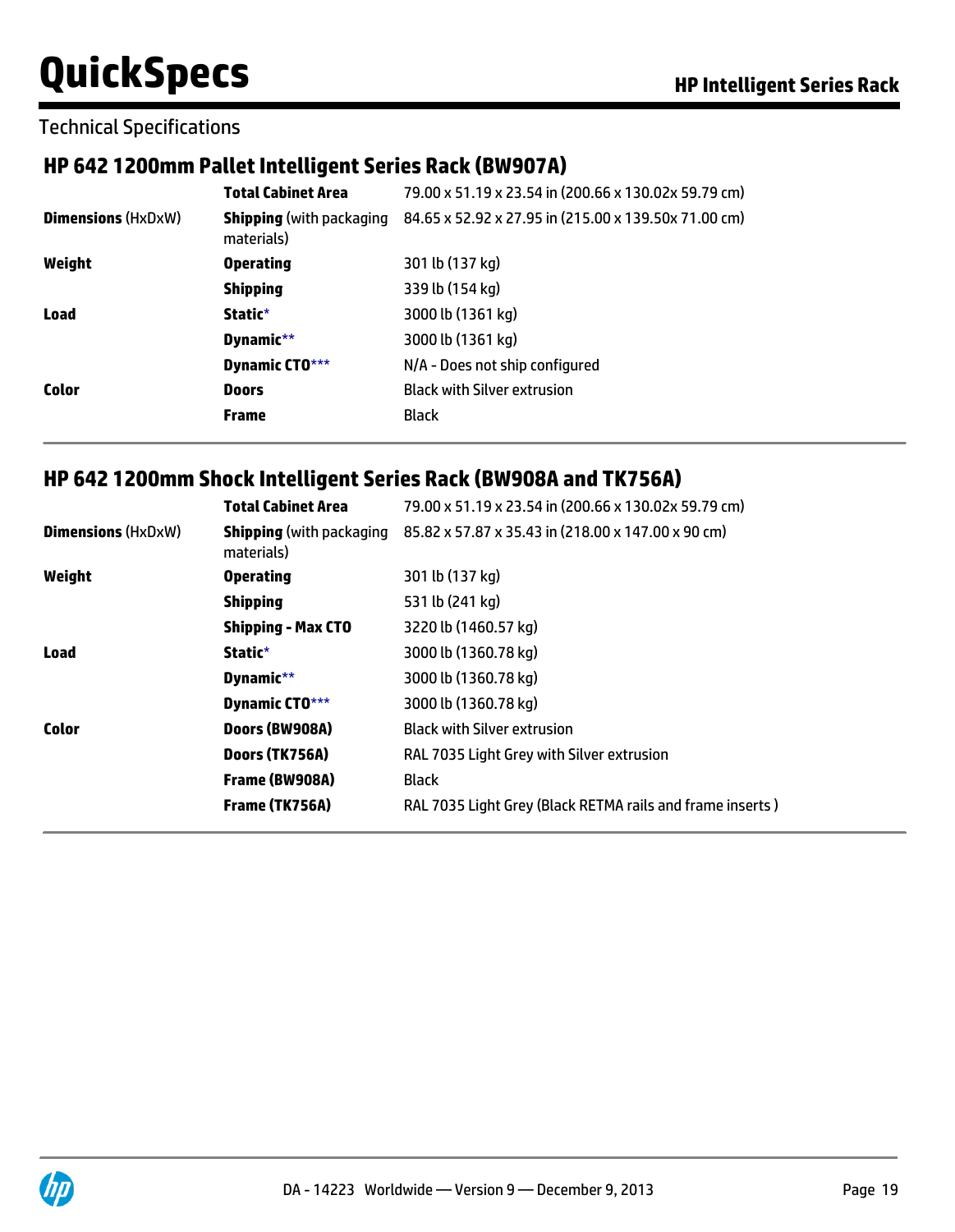Technical Specifications

## HP 642 1200mm Pallet Intelligent Series Rack (BW907A)

| | | |
|---|---|---|
| | **Total Cabinet Area** | 79.00 x 51.19 x 23.54 in (200.66 x 130.02x 59.79 cm) |
| **Dimensions** (HxDxW) | **Shipping** (with packaging materials) | 84.65 x 52.92 x 27.95 in (215.00 x 139.50x 71.00 cm) |
| **Weight** | **Operating** | 301 lb (137 kg) |
| | **Shipping** | 339 lb (154 kg) |
| **Load** | **Static*** | 3000 lb (1361 kg) |
| | **Dynamic**** | 3000 lb (1361 kg) |
| | **Dynamic CTO***** | N/A - Does not ship configured |
| **Color** | **Doors** | Black with Silver extrusion |
| | **Frame** | Black |

## HP 642 1200mm Shock Intelligent Series Rack (BW908A and TK756A)

| | | |
|---|---|---|
| | **Total Cabinet Area** | 79.00 x 51.19 x 23.54 in (200.66 x 130.02x 59.79 cm) |
| **Dimensions** (HxDxW) | **Shipping** (with packaging materials) | 85.82 x 57.87 x 35.43 in (218.00 x 147.00 x 90 cm) |
| **Weight** | **Operating** | 301 lb (137 kg) |
| | **Shipping** | 531 lb (241 kg) |
| | **Shipping - Max CTO** | 3220 lb (1460.57 kg) |
| **Load** | **Static*** | 3000 lb (1360.78 kg) |
| | **Dynamic**** | 3000 lb (1360.78 kg) |
| | **Dynamic CTO***** | 3000 lb (1360.78 kg) |
| **Color** | **Doors (BW908A)** | Black with Silver extrusion |
| | **Doors (TK756A)** | RAL 7035 Light Grey with Silver extrusion |
| | **Frame (BW908A)** | Black |
| | **Frame (TK756A)** | RAL 7035 Light Grey (Black RETMA rails and frame inserts ) |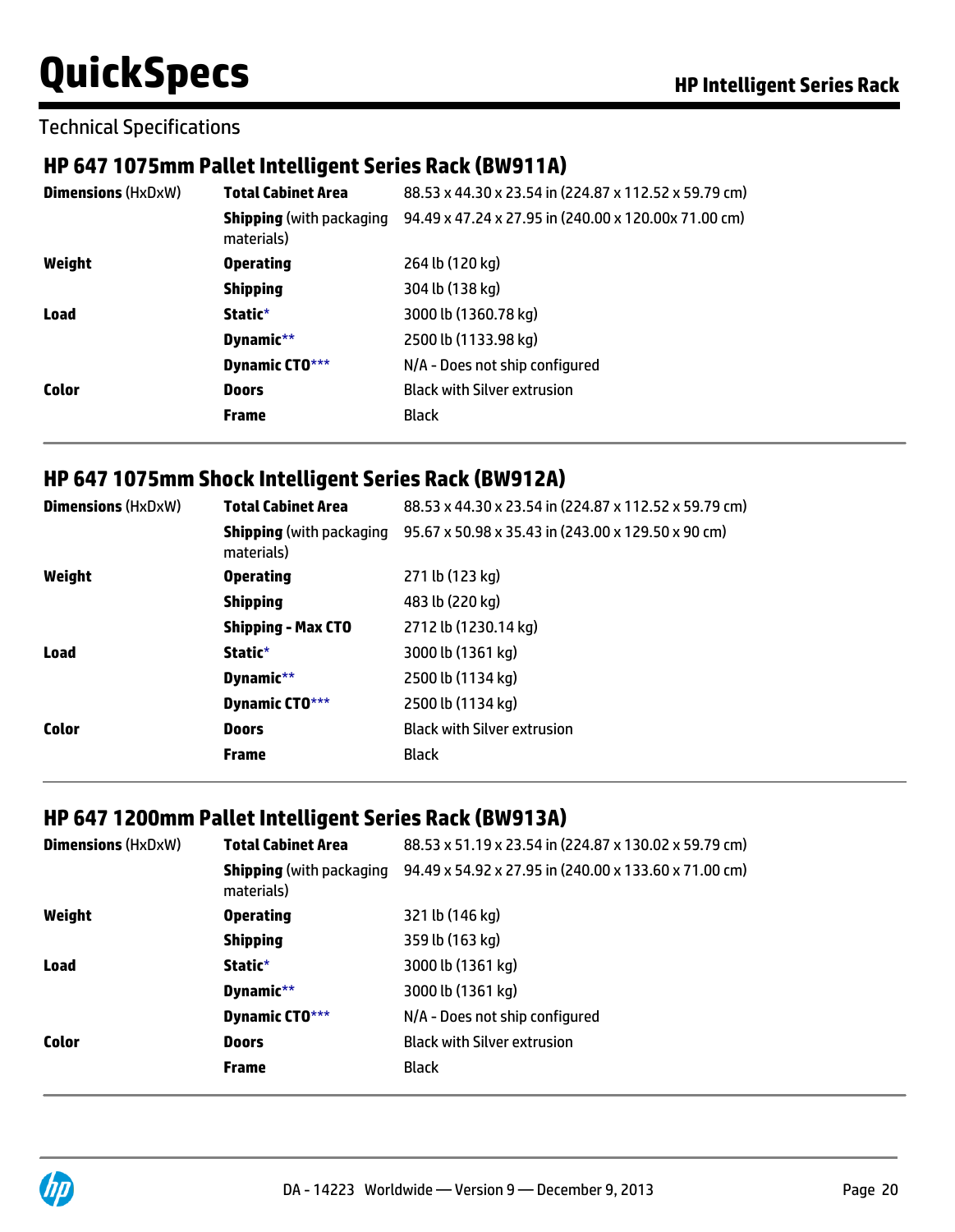Technical Specifications

## HP 647 1075mm Pallet Intelligent Series Rack (BW911A)

| | | |
|---|---|---|
| **Dimensions** (HxDxW) | **Total Cabinet Area** | 88.53 x 44.30 x 23.54 in (224.87 x 112.52 x 59.79 cm) |
| | **Shipping** (with packaging materials) | 94.49 x 47.24 x 27.95 in (240.00 x 120.00x 71.00 cm) |
| **Weight** | **Operating** | 264 lb (120 kg) |
| | **Shipping** | 304 lb (138 kg) |
| **Load** | **Static*** | 3000 lb (1360.78 kg) |
| | **Dynamic**** | 2500 lb (1133.98 kg) |
| | **Dynamic CTO***** | N/A - Does not ship configured |
| **Color** | **Doors** | Black with Silver extrusion |
| | **Frame** | Black |

## HP 647 1075mm Shock Intelligent Series Rack (BW912A)

| | | |
|---|---|---|
| **Dimensions** (HxDxW) | **Total Cabinet Area** | 88.53 x 44.30 x 23.54 in (224.87 x 112.52 x 59.79 cm) |
| | **Shipping** (with packaging materials) | 95.67 x 50.98 x 35.43 in (243.00 x 129.50 x 90 cm) |
| **Weight** | **Operating** | 271 lb (123 kg) |
| | **Shipping** | 483 lb (220 kg) |
| | **Shipping - Max CTO** | 2712 lb (1230.14 kg) |
| **Load** | **Static*** | 3000 lb (1361 kg) |
| | **Dynamic**** | 2500 lb (1134 kg) |
| | **Dynamic CTO***** | 2500 lb (1134 kg) |
| **Color** | **Doors** | Black with Silver extrusion |
| | **Frame** | Black |

## HP 647 1200mm Pallet Intelligent Series Rack (BW913A)

| | | |
|---|---|---|
| **Dimensions** (HxDxW) | **Total Cabinet Area** | 88.53 x 51.19 x 23.54 in (224.87 x 130.02 x 59.79 cm) |
| | **Shipping** (with packaging materials) | 94.49 x 54.92 x 27.95 in (240.00 x 133.60 x 71.00 cm) |
| **Weight** | **Operating** | 321 lb (146 kg) |
| | **Shipping** | 359 lb (163 kg) |
| **Load** | **Static*** | 3000 lb (1361 kg) |
| | **Dynamic**** | 3000 lb (1361 kg) |
| | **Dynamic CTO***** | N/A - Does not ship configured |
| **Color** | **Doors** | Black with Silver extrusion |
| | **Frame** | Black |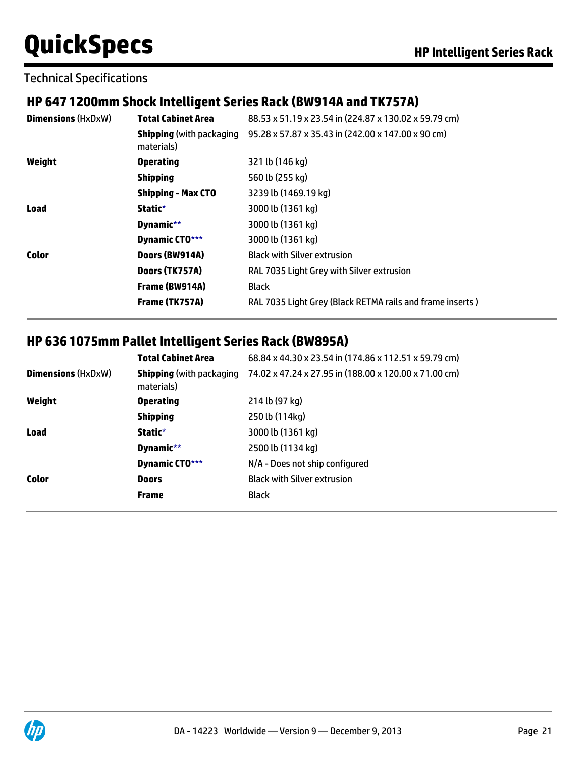Technical Specifications

## HP 647 1200mm Shock Intelligent Series Rack (BW914A and TK757A)

| | | |
|---|---|---|
| **Dimensions** (HxDxW) | **Total Cabinet Area** | 88.53 x 51.19 x 23.54 in (224.87 x 130.02 x 59.79 cm) |
| | **Shipping** (with packaging materials) | 95.28 x 57.87 x 35.43 in (242.00 x 147.00 x 90 cm) |
| **Weight** | **Operating** | 321 lb (146 kg) |
| | **Shipping** | 560 lb (255 kg) |
| | **Shipping - Max CTO** | 3239 lb (1469.19 kg) |
| **Load** | **Static*** | 3000 lb (1361 kg) |
| | **Dynamic**** | 3000 lb (1361 kg) |
| | **Dynamic CTO***** | 3000 lb (1361 kg) |
| **Color** | **Doors (BW914A)** | Black with Silver extrusion |
| | **Doors (TK757A)** | RAL 7035 Light Grey with Silver extrusion |
| | **Frame (BW914A)** | Black |
| | **Frame (TK757A)** | RAL 7035 Light Grey (Black RETMA rails and frame inserts ) |

## HP 636 1075mm Pallet Intelligent Series Rack (BW895A)

| | | |
|---|---|---|
| **Dimensions** (HxDxW) | **Total Cabinet Area** | 68.84 x 44.30 x 23.54 in (174.86 x 112.51 x 59.79 cm) |
| | **Shipping** (with packaging materials) | 74.02 x 47.24 x 27.95 in (188.00 x 120.00 x 71.00 cm) |
| **Weight** | **Operating** | 214 lb (97 kg) |
| | **Shipping** | 250 lb (114kg) |
| **Load** | **Static*** | 3000 lb (1361 kg) |
| | **Dynamic**** | 2500 lb (1134 kg) |
| | **Dynamic CTO***** | N/A - Does not ship configured |
| **Color** | **Doors** | Black with Silver extrusion |
| | **Frame** | Black |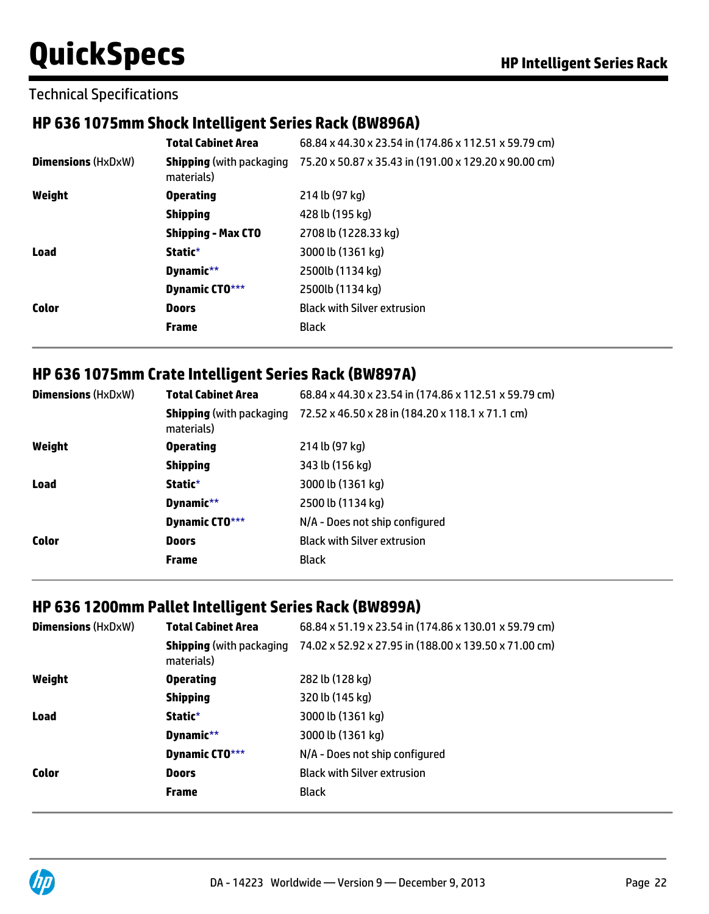Technical Specifications

## HP 636 1075mm Shock Intelligent Series Rack (BW896A)

| | | |
|---|---|---|
| **Dimensions** (HxDxW) | **Total Cabinet Area** | 68.84 x 44.30 x 23.54 in (174.86 x 112.51 x 59.79 cm) |
| | **Shipping** (with packaging materials) | 75.20 x 50.87 x 35.43 in (191.00 x 129.20 x 90.00 cm) |
| **Weight** | **Operating** | 214 lb (97 kg) |
| | **Shipping** | 428 lb (195 kg) |
| | **Shipping - Max CTO** | 2708 lb (1228.33 kg) |
| **Load** | **Static*** | 3000 lb (1361 kg) |
| | **Dynamic**** | 2500lb (1134 kg) |
| | **Dynamic CTO***** | 2500lb (1134 kg) |
| **Color** | **Doors** | Black with Silver extrusion |
| | **Frame** | Black |

## HP 636 1075mm Crate Intelligent Series Rack (BW897A)

| | | |
|---|---|---|
| **Dimensions** (HxDxW) | **Total Cabinet Area** | 68.84 x 44.30 x 23.54 in (174.86 x 112.51 x 59.79 cm) |
| | **Shipping** (with packaging materials) | 72.52 x 46.50 x 28 in (184.20 x 118.1 x 71.1 cm) |
| **Weight** | **Operating** | 214 lb (97 kg) |
| | **Shipping** | 343 lb (156 kg) |
| **Load** | **Static*** | 3000 lb (1361 kg) |
| | **Dynamic**** | 2500 lb (1134 kg) |
| | **Dynamic CTO***** | N/A - Does not ship configured |
| **Color** | **Doors** | Black with Silver extrusion |
| | **Frame** | Black |

## HP 636 1200mm Pallet Intelligent Series Rack (BW899A)

| | | |
|---|---|---|
| **Dimensions** (HxDxW) | **Total Cabinet Area** | 68.84 x 51.19 x 23.54 in (174.86 x 130.01 x 59.79 cm) |
| | **Shipping** (with packaging materials) | 74.02 x 52.92 x 27.95 in (188.00 x 139.50 x 71.00 cm) |
| **Weight** | **Operating** | 282 lb (128 kg) |
| | **Shipping** | 320 lb (145 kg) |
| **Load** | **Static*** | 3000 lb (1361 kg) |
| | **Dynamic**** | 3000 lb (1361 kg) |
| | **Dynamic CTO***** | N/A - Does not ship configured |
| **Color** | **Doors** | Black with Silver extrusion |
| | **Frame** | Black |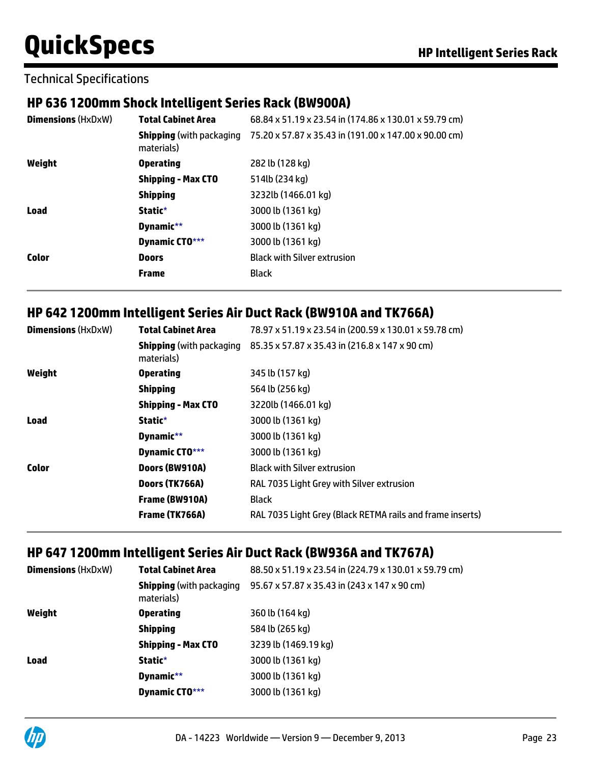Technical Specifications

## HP 636 1200mm Shock Intelligent Series Rack (BW900A)

| | | |
|---|---|---|
| **Dimensions** (HxDxW) | **Total Cabinet Area** | 68.84 x 51.19 x 23.54 in (174.86 x 130.01 x 59.79 cm) |
| | **Shipping** (with packaging materials) | 75.20 x 57.87 x 35.43 in (191.00 x 147.00 x 90.00 cm) |
| **Weight** | **Operating** | 282 lb (128 kg) |
| | **Shipping - Max CTO** | 514lb (234 kg) |
| | **Shipping** | 3232lb (1466.01 kg) |
| **Load** | **Static*** | 3000 lb (1361 kg) |
| | **Dynamic**** | 3000 lb (1361 kg) |
| | **Dynamic CTO***** | 3000 lb (1361 kg) |
| **Color** | **Doors** | Black with Silver extrusion |
| | **Frame** | Black |

## HP 642 1200mm Intelligent Series Air Duct Rack (BW910A and TK766A)

| | | |
|---|---|---|
| **Dimensions** (HxDxW) | **Total Cabinet Area** | 78.97 x 51.19 x 23.54 in (200.59 x 130.01 x 59.78 cm) |
| | **Shipping** (with packaging materials) | 85.35 x 57.87 x 35.43 in (216.8 x 147 x 90 cm) |
| **Weight** | **Operating** | 345 lb (157 kg) |
| | **Shipping** | 564 lb (256 kg) |
| | **Shipping - Max CTO** | 3220lb (1466.01 kg) |
| **Load** | **Static*** | 3000 lb (1361 kg) |
| | **Dynamic**** | 3000 lb (1361 kg) |
| | **Dynamic CTO***** | 3000 lb (1361 kg) |
| **Color** | **Doors (BW910A)** | Black with Silver extrusion |
| | **Doors (TK766A)** | RAL 7035 Light Grey with Silver extrusion |
| | **Frame (BW910A)** | Black |
| | **Frame (TK766A)** | RAL 7035 Light Grey (Black RETMA rails and frame inserts) |

## HP 647 1200mm Intelligent Series Air Duct Rack (BW936A and TK767A)

| | | |
|---|---|---|
| **Dimensions** (HxDxW) | **Total Cabinet Area** | 88.50 x 51.19 x 23.54 in (224.79 x 130.01 x 59.79 cm) |
| | **Shipping** (with packaging materials) | 95.67 x 57.87 x 35.43 in (243 x 147 x 90 cm) |
| **Weight** | **Operating** | 360 lb (164 kg) |
| | **Shipping** | 584 lb (265 kg) |
| | **Shipping - Max CTO** | 3239 lb (1469.19 kg) |
| **Load** | **Static*** | 3000 lb (1361 kg) |
| | **Dynamic**** | 3000 lb (1361 kg) |
| | **Dynamic CTO***** | 3000 lb (1361 kg) |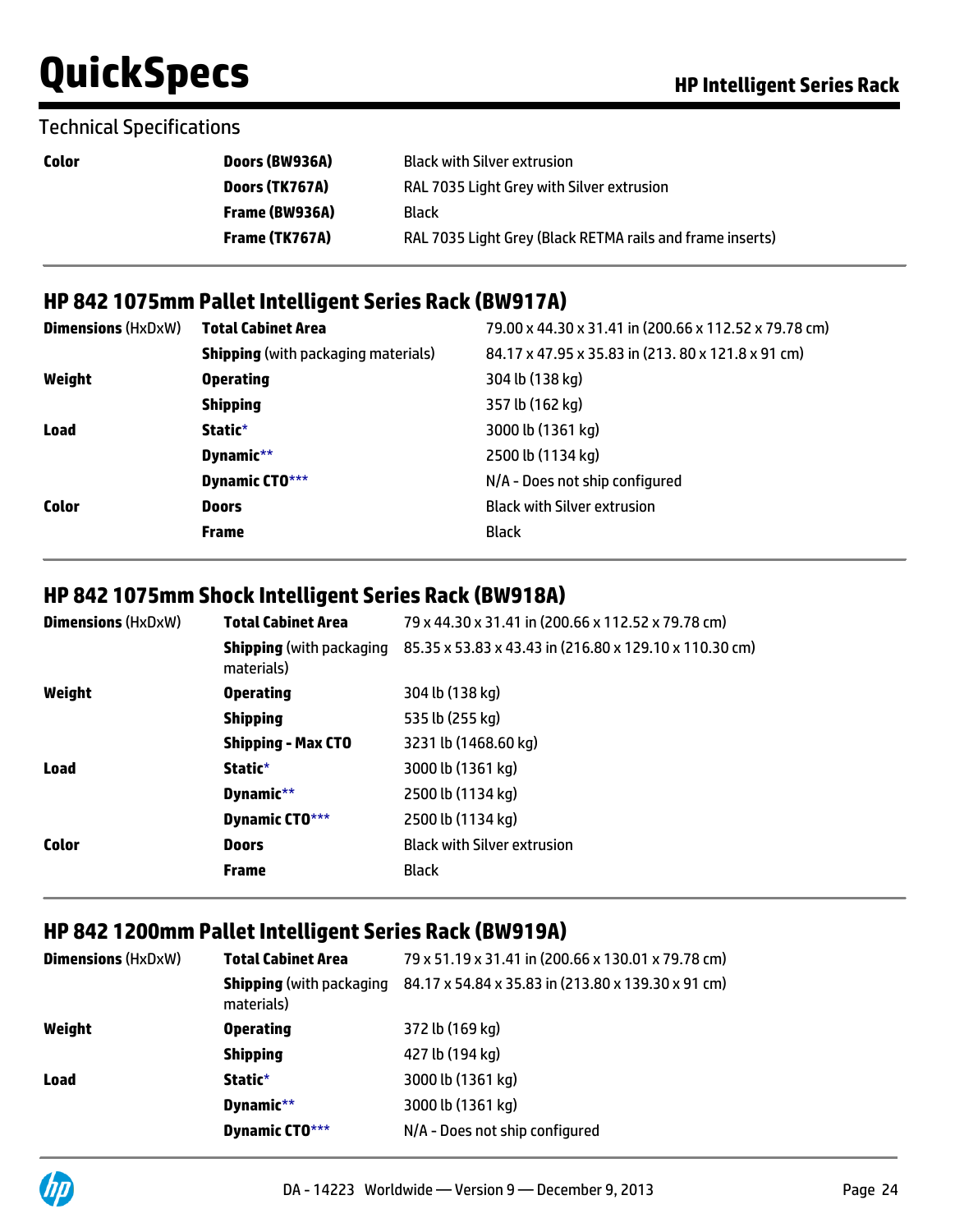## Technical Specifications

| | | |
|---|---|---|
| **Color** | **Doors (BW936A)** | Black with Silver extrusion |
| | **Doors (TK767A)** | RAL 7035 Light Grey with Silver extrusion |
| | **Frame (BW936A)** | Black |
| | **Frame (TK767A)** | RAL 7035 Light Grey (Black RETMA rails and frame inserts) |

## HP 842 1075mm Pallet Intelligent Series Rack (BW917A)

| | | |
|---|---|---|
| **Dimensions** (HxDxW) | **Total Cabinet Area** | 79.00 x 44.30 x 31.41 in (200.66 x 112.52 x 79.78 cm) |
| | **Shipping** (with packaging materials) | 84.17 x 47.95 x 35.83 in (213. 80 x 121.8 x 91 cm) |
| **Weight** | **Operating** | 304 lb (138 kg) |
| | **Shipping** | 357 lb (162 kg) |
| **Load** | **Static*** | 3000 lb (1361 kg) |
| | **Dynamic**** | 2500 lb (1134 kg) |
| | **Dynamic CTO***** | N/A - Does not ship configured |
| **Color** | **Doors** | Black with Silver extrusion |
| | **Frame** | Black |

## HP 842 1075mm Shock Intelligent Series Rack (BW918A)

| | | |
|---|---|---|
| **Dimensions** (HxDxW) | **Total Cabinet Area** | 79 x 44.30 x 31.41 in (200.66 x 112.52 x 79.78 cm) |
| | **Shipping** (with packaging materials) | 85.35 x 53.83 x 43.43 in (216.80 x 129.10 x 110.30 cm) |
| **Weight** | **Operating** | 304 lb (138 kg) |
| | **Shipping** | 535 lb (255 kg) |
| | **Shipping - Max CTO** | 3231 lb (1468.60 kg) |
| **Load** | **Static*** | 3000 lb (1361 kg) |
| | **Dynamic**** | 2500 lb (1134 kg) |
| | **Dynamic CTO***** | 2500 lb (1134 kg) |
| **Color** | **Doors** | Black with Silver extrusion |
| | **Frame** | Black |

## HP 842 1200mm Pallet Intelligent Series Rack (BW919A)

| | | |
|---|---|---|
| **Dimensions** (HxDxW) | **Total Cabinet Area** | 79 x 51.19 x 31.41 in (200.66 x 130.01 x 79.78 cm) |
| | **Shipping** (with packaging materials) | 84.17 x 54.84 x 35.83 in (213.80 x 139.30 x 91 cm) |
| **Weight** | **Operating** | 372 lb (169 kg) |
| | **Shipping** | 427 lb (194 kg) |
| **Load** | **Static*** | 3000 lb (1361 kg) |
| | **Dynamic**** | 3000 lb (1361 kg) |
| | **Dynamic CTO***** | N/A - Does not ship configured |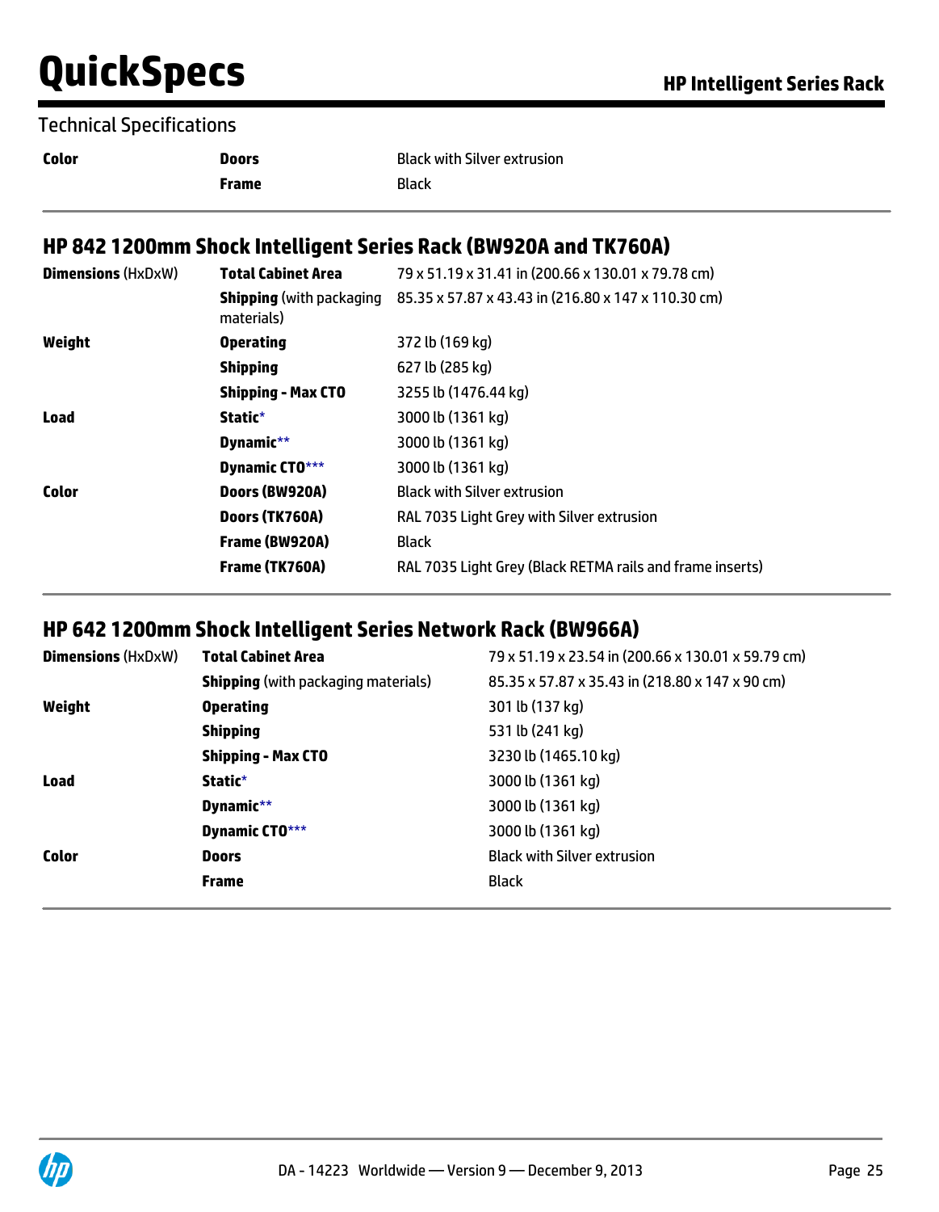Technical Specifications

| | | |
|---|---|---|
| **Color** | **Doors** | Black with Silver extrusion |
| | **Frame** | Black |

## HP 842 1200mm Shock Intelligent Series Rack (BW920A and TK760A)

| | | |
|---|---|---|
| **Dimensions** (HxDxW) | **Total Cabinet Area** | 79 x 51.19 x 31.41 in (200.66 x 130.01 x 79.78 cm) |
| | **Shipping** (with packaging materials) | 85.35 x 57.87 x 43.43 in (216.80 x 147 x 110.30 cm) |
| **Weight** | **Operating** | 372 lb (169 kg) |
| | **Shipping** | 627 lb (285 kg) |
| | **Shipping - Max CTO** | 3255 lb (1476.44 kg) |
| **Load** | **Static*** | 3000 lb (1361 kg) |
| | **Dynamic**** | 3000 lb (1361 kg) |
| | **Dynamic CTO***** | 3000 lb (1361 kg) |
| **Color** | **Doors (BW920A)** | Black with Silver extrusion |
| | **Doors (TK760A)** | RAL 7035 Light Grey with Silver extrusion |
| | **Frame (BW920A)** | Black |
| | **Frame (TK760A)** | RAL 7035 Light Grey (Black RETMA rails and frame inserts) |

## HP 642 1200mm Shock Intelligent Series Network Rack (BW966A)

| | | |
|---|---|---|
| **Dimensions** (HxDxW) | **Total Cabinet Area** | 79 x 51.19 x 23.54 in (200.66 x 130.01 x 59.79 cm) |
| | **Shipping** (with packaging materials) | 85.35 x 57.87 x 35.43 in (218.80 x 147 x 90 cm) |
| **Weight** | **Operating** | 301 lb (137 kg) |
| | **Shipping** | 531 lb (241 kg) |
| | **Shipping - Max CTO** | 3230 lb (1465.10 kg) |
| **Load** | **Static*** | 3000 lb (1361 kg) |
| | **Dynamic**** | 3000 lb (1361 kg) |
| | **Dynamic CTO***** | 3000 lb (1361 kg) |
| **Color** | **Doors** | Black with Silver extrusion |
| | **Frame** | Black |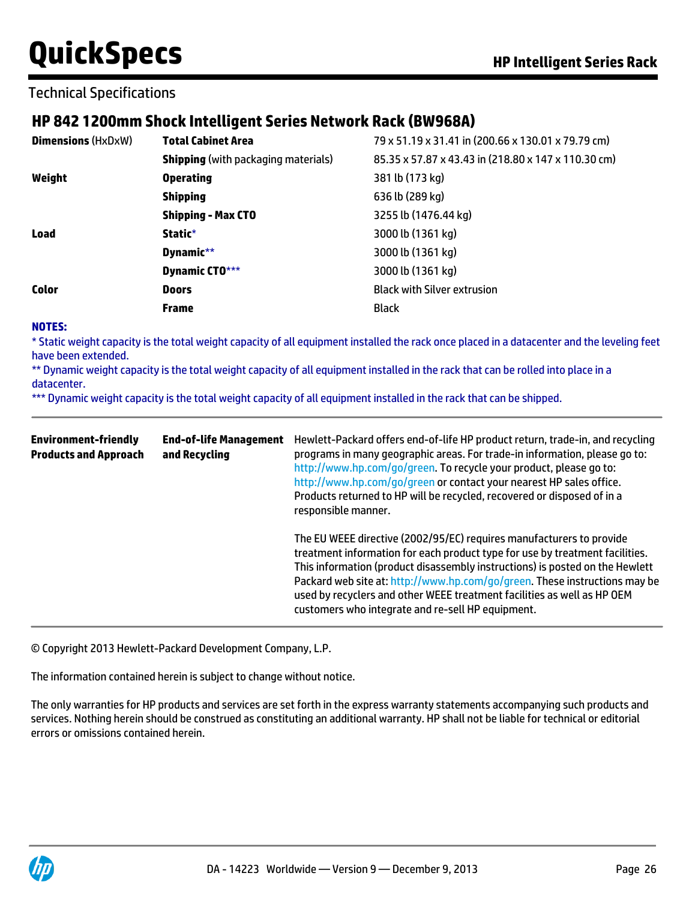Technical Specifications

## HP 842 1200mm Shock Intelligent Series Network Rack (BW968A)

| | | |
|---|---|---|
| **Dimensions** (HxDxW) | **Total Cabinet Area** | 79 x 51.19 x 31.41 in (200.66 x 130.01 x 79.79 cm) |
| | **Shipping** (with packaging materials) | 85.35 x 57.87 x 43.43 in (218.80 x 147 x 110.30 cm) |
| **Weight** | **Operating** | 381 lb (173 kg) |
| | **Shipping** | 636 lb (289 kg) |
| | **Shipping - Max CTO** | 3255 lb (1476.44 kg) |
| **Load** | **Static*** | 3000 lb (1361 kg) |
| | **Dynamic**** | 3000 lb (1361 kg) |
| | **Dynamic CTO***** | 3000 lb (1361 kg) |
| **Color** | **Doors** | Black with Silver extrusion |
| | **Frame** | Black |

**NOTES:**

* Static weight capacity is the total weight capacity of all equipment installed the rack once placed in a datacenter and the leveling feet have been extended.

** Dynamic weight capacity is the total weight capacity of all equipment installed in the rack that can be rolled into place in a datacenter.

*** Dynamic weight capacity is the total weight capacity of all equipment installed in the rack that can be shipped.

| | | |
|---|---|---|
| **Environment-friendly Products and Approach** | **End-of-life Management and Recycling** | Hewlett-Packard offers end-of-life HP product return, trade-in, and recycling programs in many geographic areas. For trade-in information, please go to: http://www.hp.com/go/green. To recycle your product, please go to: http://www.hp.com/go/green or contact your nearest HP sales office. Products returned to HP will be recycled, recovered or disposed of in a responsible manner.<br><br>The EU WEEE directive (2002/95/EC) requires manufacturers to provide treatment information for each product type for use by treatment facilities. This information (product disassembly instructions) is posted on the Hewlett Packard web site at: http://www.hp.com/go/green. These instructions may be used by recyclers and other WEEE treatment facilities as well as HP OEM customers who integrate and re-sell HP equipment. |

© Copyright 2013 Hewlett-Packard Development Company, L.P.

The information contained herein is subject to change without notice.

The only warranties for HP products and services are set forth in the express warranty statements accompanying such products and services. Nothing herein should be construed as constituting an additional warranty. HP shall not be liable for technical or editorial errors or omissions contained herein.

DA - 14223 Worldwide — Version 9 — December 9, 2013